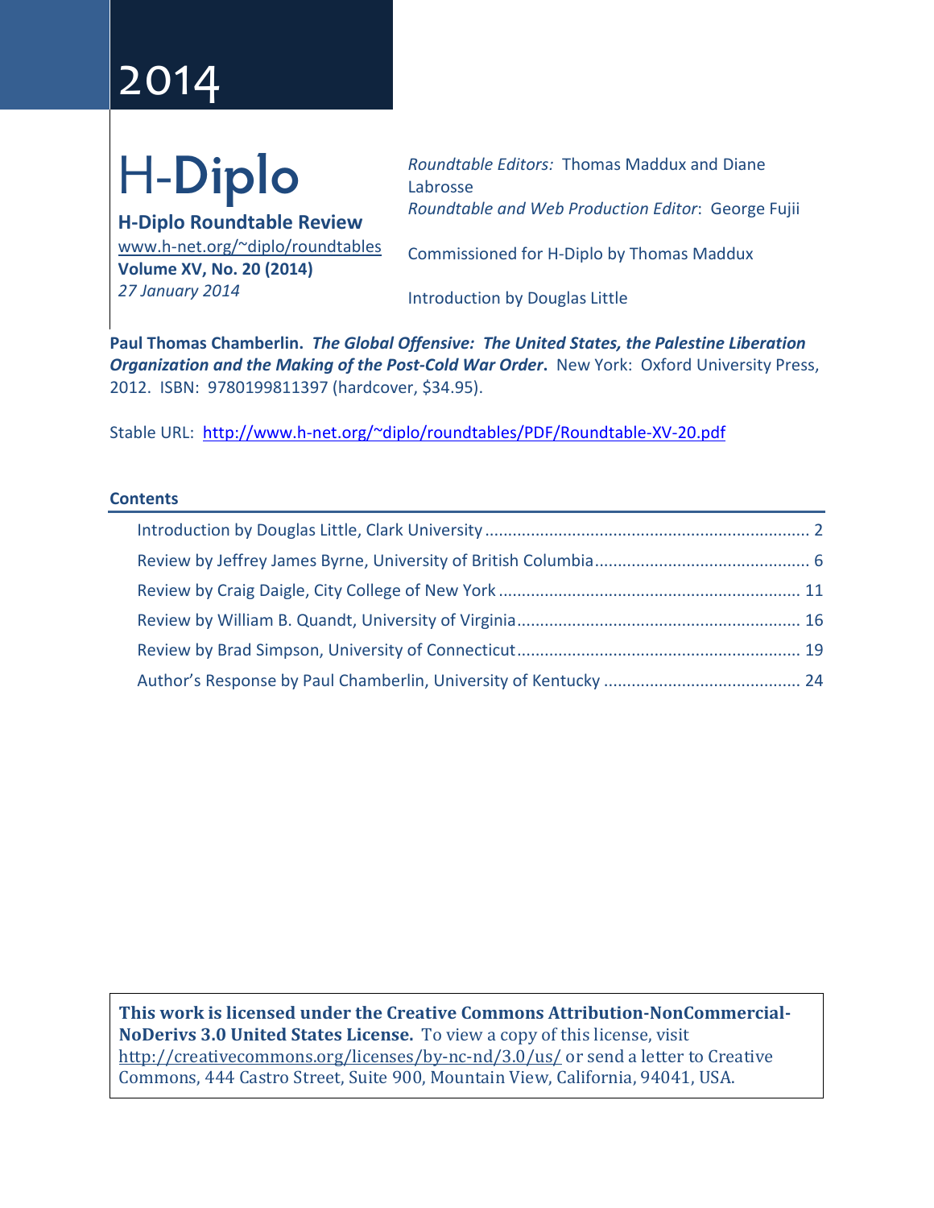2014

# H-Diplo

**H-Diplo Roundtable Review**
www.h-net.org/~diplo/roundtables
**Volume XV, No. 20 (2014)**
*27 January 2014*

*Roundtable Editors:* Thomas Maddux and Diane Labrosse
*Roundtable and Web Production Editor*: George Fujii

Commissioned for H-Diplo by Thomas Maddux

Introduction by Douglas Little

**Paul Thomas Chamberlin.** ***The Global Offensive: The United States, the Palestine Liberation Organization and the Making of the Post-Cold War Order*****.** New York: Oxford University Press, 2012. ISBN: 9780199811397 (hardcover, $34.95).

Stable URL: http://www.h-net.org/~diplo/roundtables/PDF/Roundtable-XV-20.pdf

## Contents

- Introduction by Douglas Little, Clark University ........ 2
- Review by Jeffrey James Byrne, University of British Columbia ........ 6
- Review by Craig Daigle, City College of New York ........ 11
- Review by William B. Quandt, University of Virginia ........ 16
- Review by Brad Simpson, University of Connecticut ........ 19
- Author's Response by Paul Chamberlin, University of Kentucky ........ 24

**This work is licensed under the Creative Commons Attribution-NonCommercial-NoDerivs 3.0 United States License.** To view a copy of this license, visit http://creativecommons.org/licenses/by-nc-nd/3.0/us/ or send a letter to Creative Commons, 444 Castro Street, Suite 900, Mountain View, California, 94041, USA.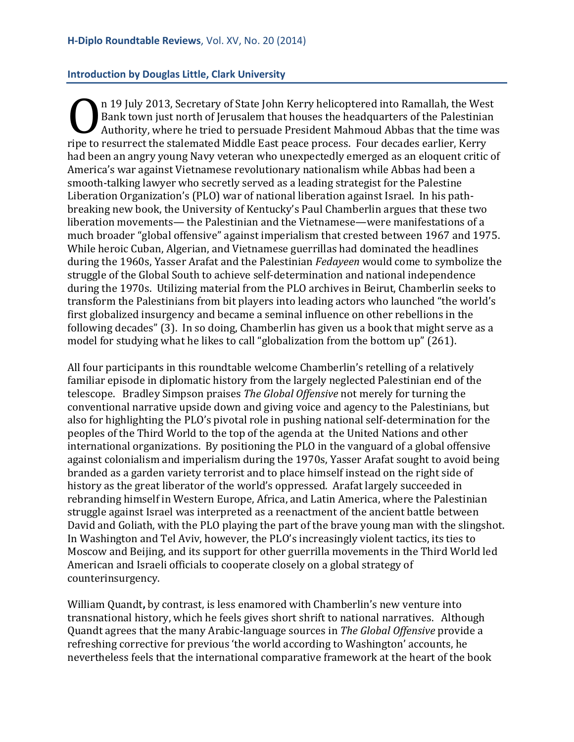## Introduction by Douglas Little, Clark University

On 19 July 2013, Secretary of State John Kerry helicoptered into Ramallah, the West Bank town just north of Jerusalem that houses the headquarters of the Palestinian Authority, where he tried to persuade President Mahmoud Abbas that the time was ripe to resurrect the stalemated Middle East peace process. Four decades earlier, Kerry had been an angry young Navy veteran who unexpectedly emerged as an eloquent critic of America's war against Vietnamese revolutionary nationalism while Abbas had been a smooth-talking lawyer who secretly served as a leading strategist for the Palestine Liberation Organization's (PLO) war of national liberation against Israel. In his path-breaking new book, the University of Kentucky's Paul Chamberlin argues that these two liberation movements— the Palestinian and the Vietnamese—were manifestations of a much broader "global offensive" against imperialism that crested between 1967 and 1975. While heroic Cuban, Algerian, and Vietnamese guerrillas had dominated the headlines during the 1960s, Yasser Arafat and the Palestinian *Fedayeen* would come to symbolize the struggle of the Global South to achieve self-determination and national independence during the 1970s. Utilizing material from the PLO archives in Beirut, Chamberlin seeks to transform the Palestinians from bit players into leading actors who launched "the world's first globalized insurgency and became a seminal influence on other rebellions in the following decades" (3). In so doing, Chamberlin has given us a book that might serve as a model for studying what he likes to call "globalization from the bottom up" (261).

All four participants in this roundtable welcome Chamberlin's retelling of a relatively familiar episode in diplomatic history from the largely neglected Palestinian end of the telescope. Bradley Simpson praises *The Global Offensive* not merely for turning the conventional narrative upside down and giving voice and agency to the Palestinians, but also for highlighting the PLO's pivotal role in pushing national self-determination for the peoples of the Third World to the top of the agenda at the United Nations and other international organizations. By positioning the PLO in the vanguard of a global offensive against colonialism and imperialism during the 1970s, Yasser Arafat sought to avoid being branded as a garden variety terrorist and to place himself instead on the right side of history as the great liberator of the world's oppressed. Arafat largely succeeded in rebranding himself in Western Europe, Africa, and Latin America, where the Palestinian struggle against Israel was interpreted as a reenactment of the ancient battle between David and Goliath, with the PLO playing the part of the brave young man with the slingshot. In Washington and Tel Aviv, however, the PLO's increasingly violent tactics, its ties to Moscow and Beijing, and its support for other guerrilla movements in the Third World led American and Israeli officials to cooperate closely on a global strategy of counterinsurgency.

William Quandt**,** by contrast, is less enamored with Chamberlin's new venture into transnational history, which he feels gives short shrift to national narratives. Although Quandt agrees that the many Arabic-language sources in *The Global Offensive* provide a refreshing corrective for previous 'the world according to Washington' accounts, he nevertheless feels that the international comparative framework at the heart of the book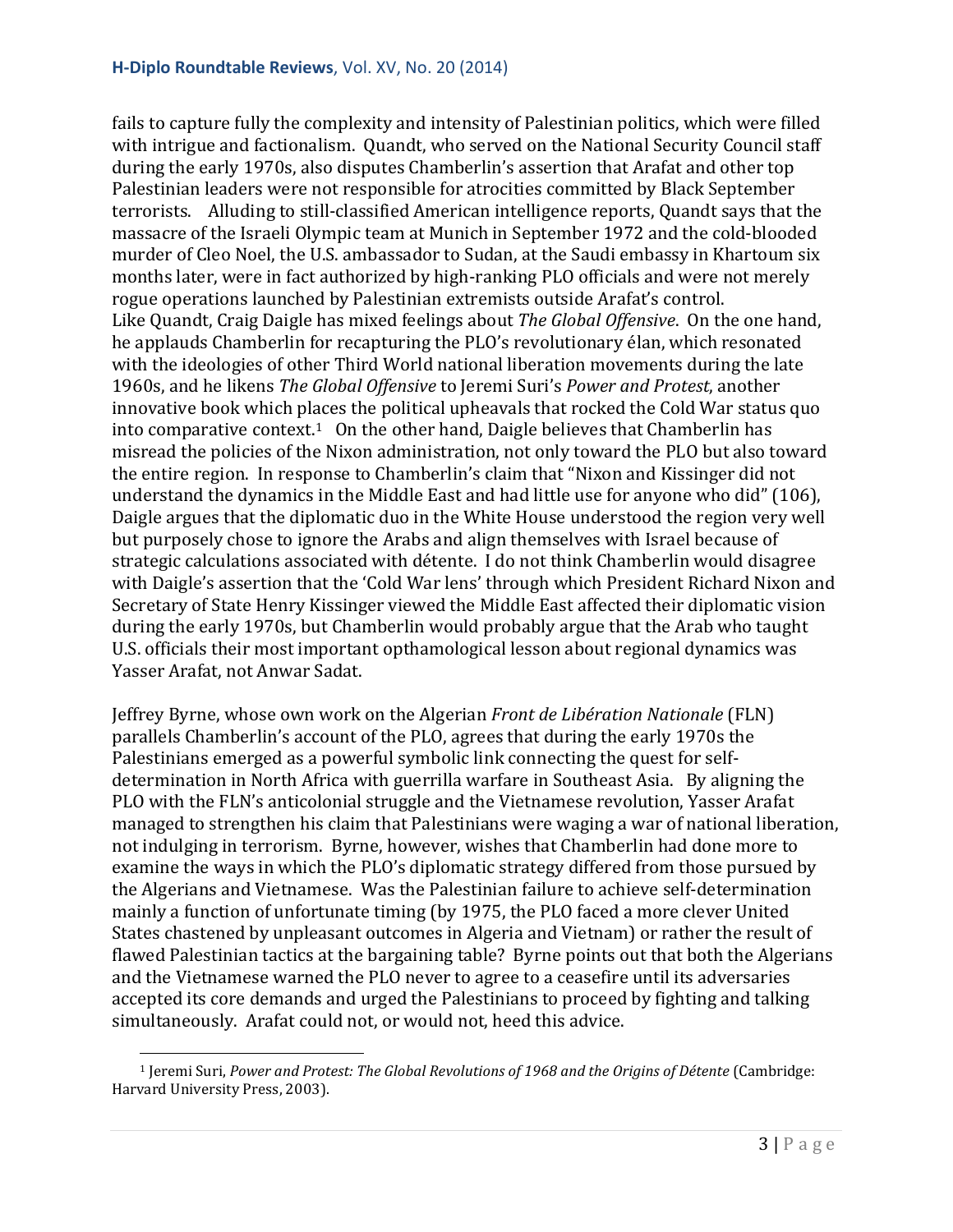fails to capture fully the complexity and intensity of Palestinian politics, which were filled with intrigue and factionalism. Quandt, who served on the National Security Council staff during the early 1970s, also disputes Chamberlin's assertion that Arafat and other top Palestinian leaders were not responsible for atrocities committed by Black September terrorists. Alluding to still-classified American intelligence reports, Quandt says that the massacre of the Israeli Olympic team at Munich in September 1972 and the cold-blooded murder of Cleo Noel, the U.S. ambassador to Sudan, at the Saudi embassy in Khartoum six months later, were in fact authorized by high-ranking PLO officials and were not merely rogue operations launched by Palestinian extremists outside Arafat's control.

Like Quandt, Craig Daigle has mixed feelings about *The Global Offensive*. On the one hand, he applauds Chamberlin for recapturing the PLO's revolutionary élan, which resonated with the ideologies of other Third World national liberation movements during the late 1960s, and he likens *The Global Offensive* to Jeremi Suri's *Power and Protest*, another innovative book which places the political upheavals that rocked the Cold War status quo into comparative context.[1] On the other hand, Daigle believes that Chamberlin has misread the policies of the Nixon administration, not only toward the PLO but also toward the entire region. In response to Chamberlin's claim that "Nixon and Kissinger did not understand the dynamics in the Middle East and had little use for anyone who did" (106), Daigle argues that the diplomatic duo in the White House understood the region very well but purposely chose to ignore the Arabs and align themselves with Israel because of strategic calculations associated with détente. I do not think Chamberlin would disagree with Daigle's assertion that the 'Cold War lens' through which President Richard Nixon and Secretary of State Henry Kissinger viewed the Middle East affected their diplomatic vision during the early 1970s, but Chamberlin would probably argue that the Arab who taught U.S. officials their most important opthamological lesson about regional dynamics was Yasser Arafat, not Anwar Sadat.

Jeffrey Byrne, whose own work on the Algerian *Front de Libération Nationale* (FLN) parallels Chamberlin's account of the PLO, agrees that during the early 1970s the Palestinians emerged as a powerful symbolic link connecting the quest for self-determination in North Africa with guerrilla warfare in Southeast Asia. By aligning the PLO with the FLN's anticolonial struggle and the Vietnamese revolution, Yasser Arafat managed to strengthen his claim that Palestinians were waging a war of national liberation, not indulging in terrorism. Byrne, however, wishes that Chamberlin had done more to examine the ways in which the PLO's diplomatic strategy differed from those pursued by the Algerians and Vietnamese. Was the Palestinian failure to achieve self-determination mainly a function of unfortunate timing (by 1975, the PLO faced a more clever United States chastened by unpleasant outcomes in Algeria and Vietnam) or rather the result of flawed Palestinian tactics at the bargaining table? Byrne points out that both the Algerians and the Vietnamese warned the PLO never to agree to a ceasefire until its adversaries accepted its core demands and urged the Palestinians to proceed by fighting and talking simultaneously. Arafat could not, or would not, heed this advice.

[1] Jeremi Suri, *Power and Protest: The Global Revolutions of 1968 and the Origins of Détente* (Cambridge: Harvard University Press, 2003).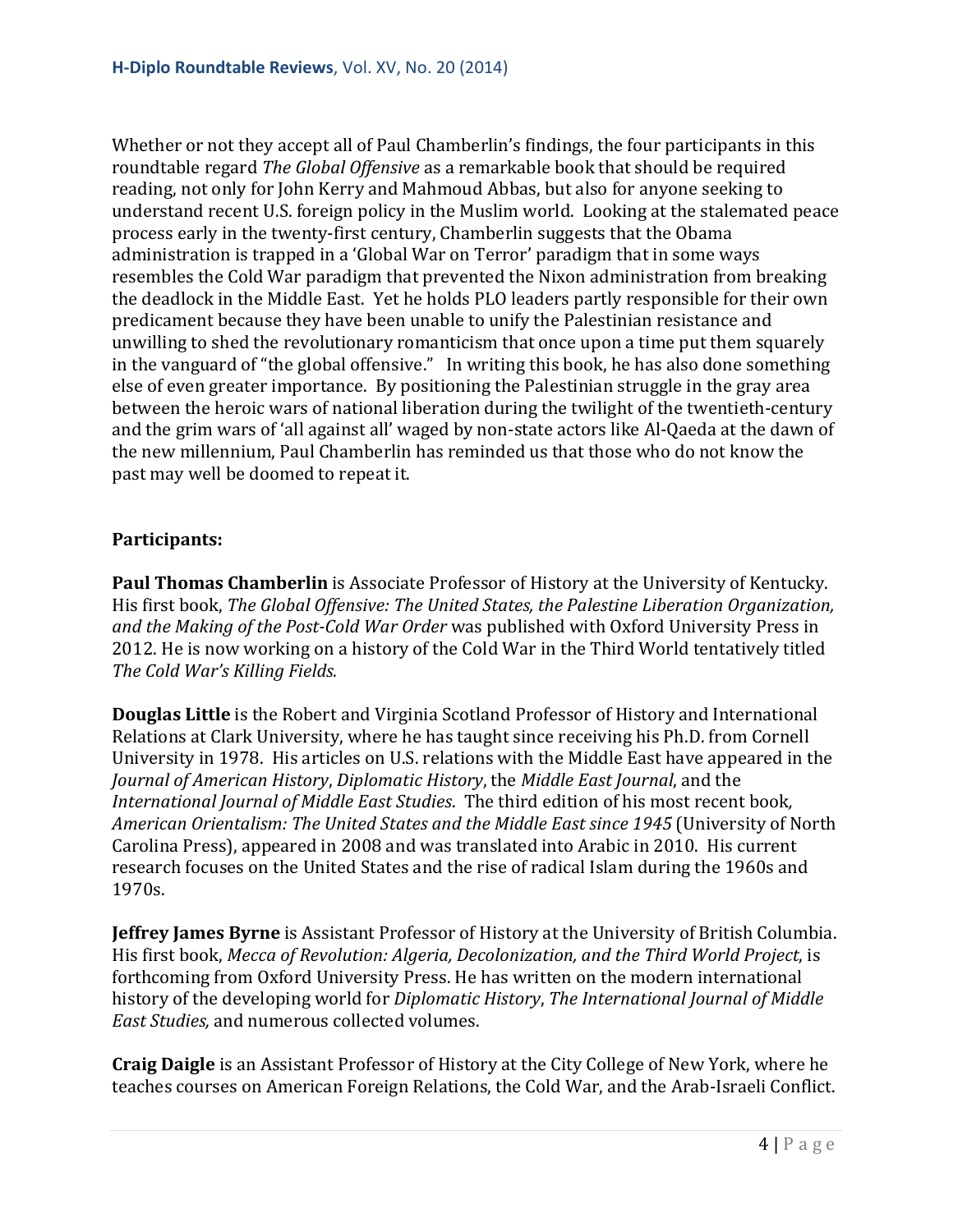Whether or not they accept all of Paul Chamberlin's findings, the four participants in this roundtable regard *The Global Offensive* as a remarkable book that should be required reading, not only for John Kerry and Mahmoud Abbas, but also for anyone seeking to understand recent U.S. foreign policy in the Muslim world. Looking at the stalemated peace process early in the twenty-first century, Chamberlin suggests that the Obama administration is trapped in a 'Global War on Terror' paradigm that in some ways resembles the Cold War paradigm that prevented the Nixon administration from breaking the deadlock in the Middle East. Yet he holds PLO leaders partly responsible for their own predicament because they have been unable to unify the Palestinian resistance and unwilling to shed the revolutionary romanticism that once upon a time put them squarely in the vanguard of "the global offensive." In writing this book, he has also done something else of even greater importance. By positioning the Palestinian struggle in the gray area between the heroic wars of national liberation during the twilight of the twentieth-century and the grim wars of 'all against all' waged by non-state actors like Al-Qaeda at the dawn of the new millennium, Paul Chamberlin has reminded us that those who do not know the past may well be doomed to repeat it.

**Participants:**

**Paul Thomas Chamberlin** is Associate Professor of History at the University of Kentucky. His first book, *The Global Offensive: The United States, the Palestine Liberation Organization, and the Making of the Post-Cold War Order* was published with Oxford University Press in 2012. He is now working on a history of the Cold War in the Third World tentatively titled *The Cold War's Killing Fields.*

**Douglas Little** is the Robert and Virginia Scotland Professor of History and International Relations at Clark University, where he has taught since receiving his Ph.D. from Cornell University in 1978. His articles on U.S. relations with the Middle East have appeared in the *Journal of American History*, *Diplomatic History*, the *Middle East Journal*, and the *International Journal of Middle East Studies*. The third edition of his most recent book, *American Orientalism: The United States and the Middle East since 1945* (University of North Carolina Press), appeared in 2008 and was translated into Arabic in 2010. His current research focuses on the United States and the rise of radical Islam during the 1960s and 1970s.

**Jeffrey James Byrne** is Assistant Professor of History at the University of British Columbia. His first book, *Mecca of Revolution: Algeria, Decolonization, and the Third World Project*, is forthcoming from Oxford University Press. He has written on the modern international history of the developing world for *Diplomatic History*, *The International Journal of Middle East Studies,* and numerous collected volumes.

**Craig Daigle** is an Assistant Professor of History at the City College of New York, where he teaches courses on American Foreign Relations, the Cold War, and the Arab-Israeli Conflict.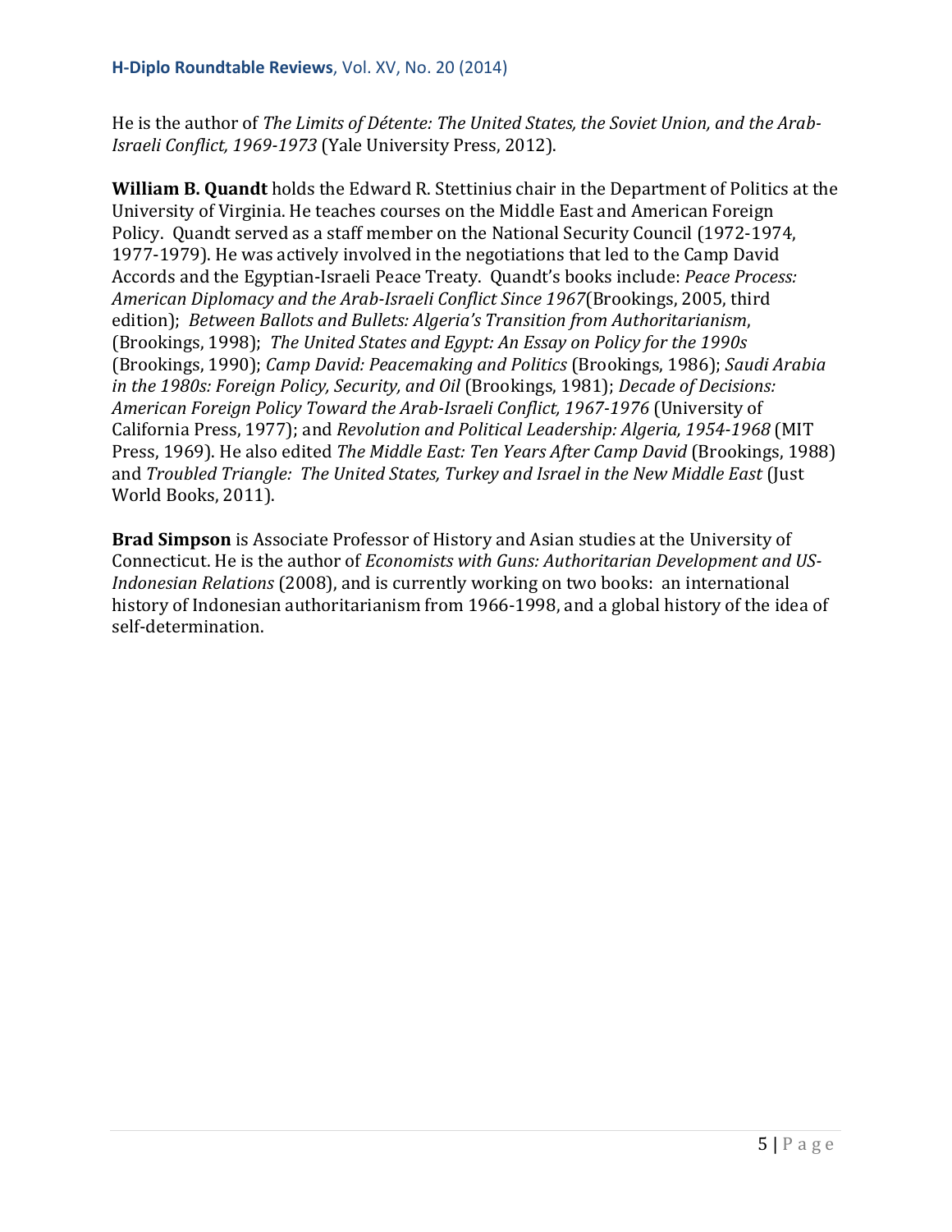He is the author of *The Limits of Détente: The United States, the Soviet Union, and the Arab-Israeli Conflict, 1969-1973* (Yale University Press, 2012).

**William B. Quandt** holds the Edward R. Stettinius chair in the Department of Politics at the University of Virginia. He teaches courses on the Middle East and American Foreign Policy. Quandt served as a staff member on the National Security Council (1972-1974, 1977-1979). He was actively involved in the negotiations that led to the Camp David Accords and the Egyptian-Israeli Peace Treaty. Quandt's books include: *Peace Process: American Diplomacy and the Arab-Israeli Conflict Since 1967*(Brookings, 2005, third edition); *Between Ballots and Bullets: Algeria's Transition from Authoritarianism*, (Brookings, 1998); *The United States and Egypt: An Essay on Policy for the 1990s* (Brookings, 1990); *Camp David: Peacemaking and Politics* (Brookings, 1986); *Saudi Arabia in the 1980s: Foreign Policy, Security, and Oil* (Brookings, 1981); *Decade of Decisions: American Foreign Policy Toward the Arab-Israeli Conflict, 1967-1976* (University of California Press, 1977); and *Revolution and Political Leadership: Algeria, 1954-1968* (MIT Press, 1969). He also edited *The Middle East: Ten Years After Camp David* (Brookings, 1988) and *Troubled Triangle: The United States, Turkey and Israel in the New Middle East* (Just World Books, 2011).

**Brad Simpson** is Associate Professor of History and Asian studies at the University of Connecticut. He is the author of *Economists with Guns: Authoritarian Development and US-Indonesian Relations* (2008), and is currently working on two books: an international history of Indonesian authoritarianism from 1966-1998, and a global history of the idea of self-determination.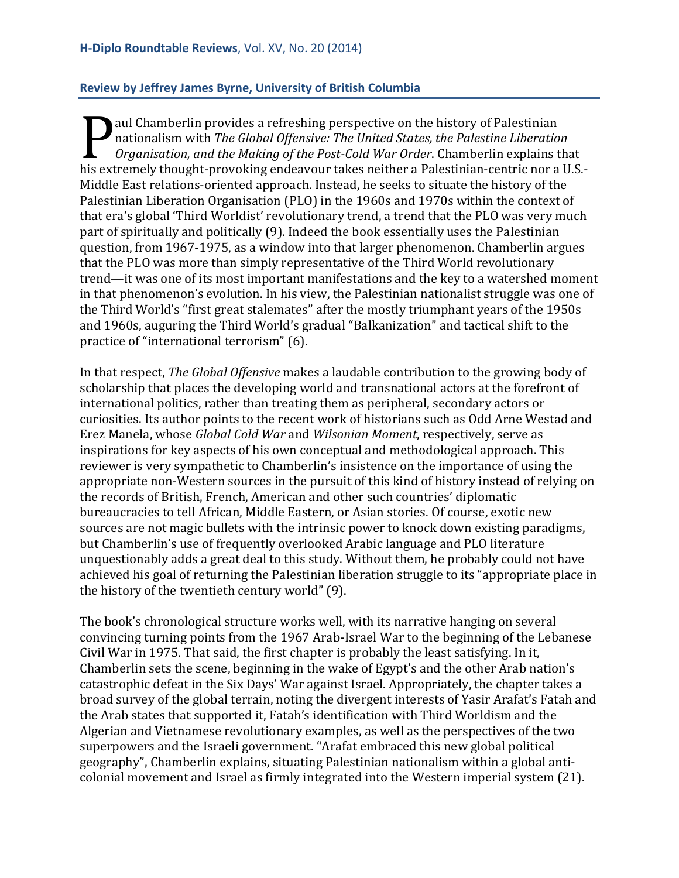### Review by Jeffrey James Byrne, University of British Columbia

Paul Chamberlin provides a refreshing perspective on the history of Palestinian nationalism with *The Global Offensive: The United States, the Palestine Liberation Organisation, and the Making of the Post-Cold War Order*. Chamberlin explains that his extremely thought-provoking endeavour takes neither a Palestinian-centric nor a U.S.-Middle East relations-oriented approach. Instead, he seeks to situate the history of the Palestinian Liberation Organisation (PLO) in the 1960s and 1970s within the context of that era's global 'Third Worldist' revolutionary trend, a trend that the PLO was very much part of spiritually and politically (9). Indeed the book essentially uses the Palestinian question, from 1967-1975, as a window into that larger phenomenon. Chamberlin argues that the PLO was more than simply representative of the Third World revolutionary trend—it was one of its most important manifestations and the key to a watershed moment in that phenomenon's evolution. In his view, the Palestinian nationalist struggle was one of the Third World's "first great stalemates" after the mostly triumphant years of the 1950s and 1960s, auguring the Third World's gradual "Balkanization" and tactical shift to the practice of "international terrorism" (6).

In that respect, *The Global Offensive* makes a laudable contribution to the growing body of scholarship that places the developing world and transnational actors at the forefront of international politics, rather than treating them as peripheral, secondary actors or curiosities. Its author points to the recent work of historians such as Odd Arne Westad and Erez Manela, whose *Global Cold War* and *Wilsonian Moment*, respectively, serve as inspirations for key aspects of his own conceptual and methodological approach. This reviewer is very sympathetic to Chamberlin's insistence on the importance of using the appropriate non-Western sources in the pursuit of this kind of history instead of relying on the records of British, French, American and other such countries' diplomatic bureaucracies to tell African, Middle Eastern, or Asian stories. Of course, exotic new sources are not magic bullets with the intrinsic power to knock down existing paradigms, but Chamberlin's use of frequently overlooked Arabic language and PLO literature unquestionably adds a great deal to this study. Without them, he probably could not have achieved his goal of returning the Palestinian liberation struggle to its "appropriate place in the history of the twentieth century world" (9).

The book's chronological structure works well, with its narrative hanging on several convincing turning points from the 1967 Arab-Israel War to the beginning of the Lebanese Civil War in 1975. That said, the first chapter is probably the least satisfying. In it, Chamberlin sets the scene, beginning in the wake of Egypt's and the other Arab nation's catastrophic defeat in the Six Days' War against Israel. Appropriately, the chapter takes a broad survey of the global terrain, noting the divergent interests of Yasir Arafat's Fatah and the Arab states that supported it, Fatah's identification with Third Worldism and the Algerian and Vietnamese revolutionary examples, as well as the perspectives of the two superpowers and the Israeli government. "Arafat embraced this new global political geography", Chamberlin explains, situating Palestinian nationalism within a global anti-colonial movement and Israel as firmly integrated into the Western imperial system (21).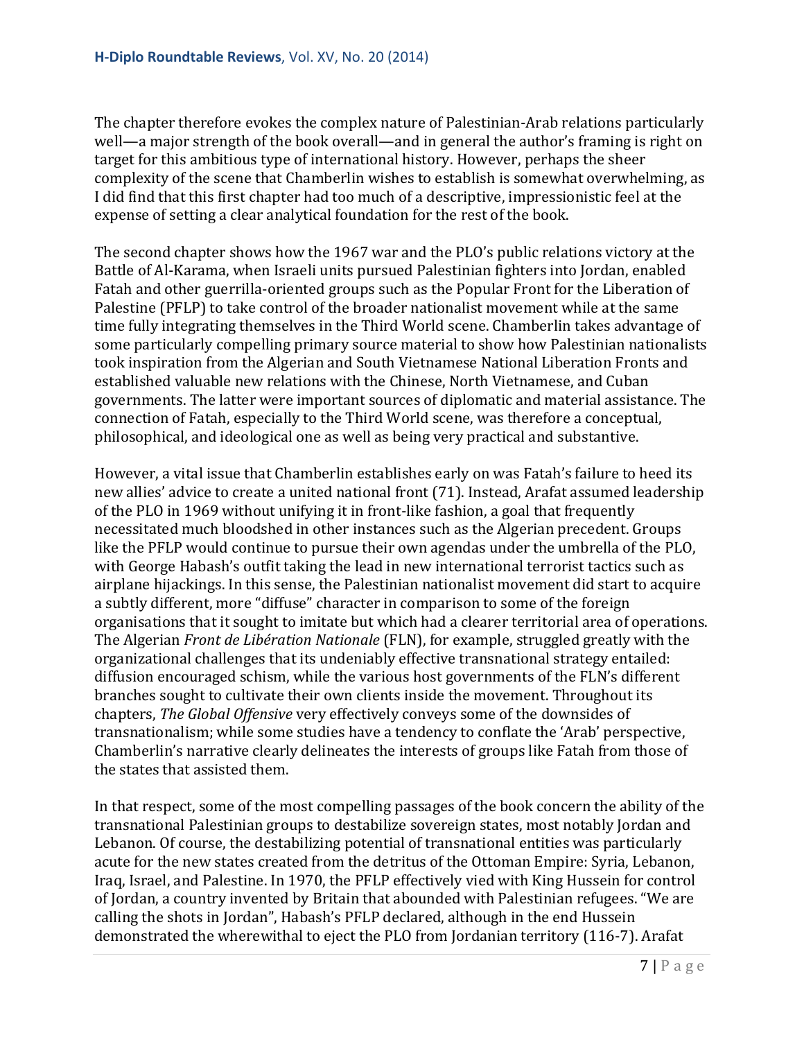The chapter therefore evokes the complex nature of Palestinian-Arab relations particularly well—a major strength of the book overall—and in general the author's framing is right on target for this ambitious type of international history. However, perhaps the sheer complexity of the scene that Chamberlin wishes to establish is somewhat overwhelming, as I did find that this first chapter had too much of a descriptive, impressionistic feel at the expense of setting a clear analytical foundation for the rest of the book.

The second chapter shows how the 1967 war and the PLO's public relations victory at the Battle of Al-Karama, when Israeli units pursued Palestinian fighters into Jordan, enabled Fatah and other guerrilla-oriented groups such as the Popular Front for the Liberation of Palestine (PFLP) to take control of the broader nationalist movement while at the same time fully integrating themselves in the Third World scene. Chamberlin takes advantage of some particularly compelling primary source material to show how Palestinian nationalists took inspiration from the Algerian and South Vietnamese National Liberation Fronts and established valuable new relations with the Chinese, North Vietnamese, and Cuban governments. The latter were important sources of diplomatic and material assistance. The connection of Fatah, especially to the Third World scene, was therefore a conceptual, philosophical, and ideological one as well as being very practical and substantive.

However, a vital issue that Chamberlin establishes early on was Fatah's failure to heed its new allies' advice to create a united national front (71). Instead, Arafat assumed leadership of the PLO in 1969 without unifying it in front-like fashion, a goal that frequently necessitated much bloodshed in other instances such as the Algerian precedent. Groups like the PFLP would continue to pursue their own agendas under the umbrella of the PLO, with George Habash's outfit taking the lead in new international terrorist tactics such as airplane hijackings. In this sense, the Palestinian nationalist movement did start to acquire a subtly different, more "diffuse" character in comparison to some of the foreign organisations that it sought to imitate but which had a clearer territorial area of operations. The Algerian *Front de Libération Nationale* (FLN), for example, struggled greatly with the organizational challenges that its undeniably effective transnational strategy entailed: diffusion encouraged schism, while the various host governments of the FLN's different branches sought to cultivate their own clients inside the movement. Throughout its chapters, *The Global Offensive* very effectively conveys some of the downsides of transnationalism; while some studies have a tendency to conflate the 'Arab' perspective, Chamberlin's narrative clearly delineates the interests of groups like Fatah from those of the states that assisted them.

In that respect, some of the most compelling passages of the book concern the ability of the transnational Palestinian groups to destabilize sovereign states, most notably Jordan and Lebanon. Of course, the destabilizing potential of transnational entities was particularly acute for the new states created from the detritus of the Ottoman Empire: Syria, Lebanon, Iraq, Israel, and Palestine. In 1970, the PFLP effectively vied with King Hussein for control of Jordan, a country invented by Britain that abounded with Palestinian refugees. "We are calling the shots in Jordan", Habash's PFLP declared, although in the end Hussein demonstrated the wherewithal to eject the PLO from Jordanian territory (116-7). Arafat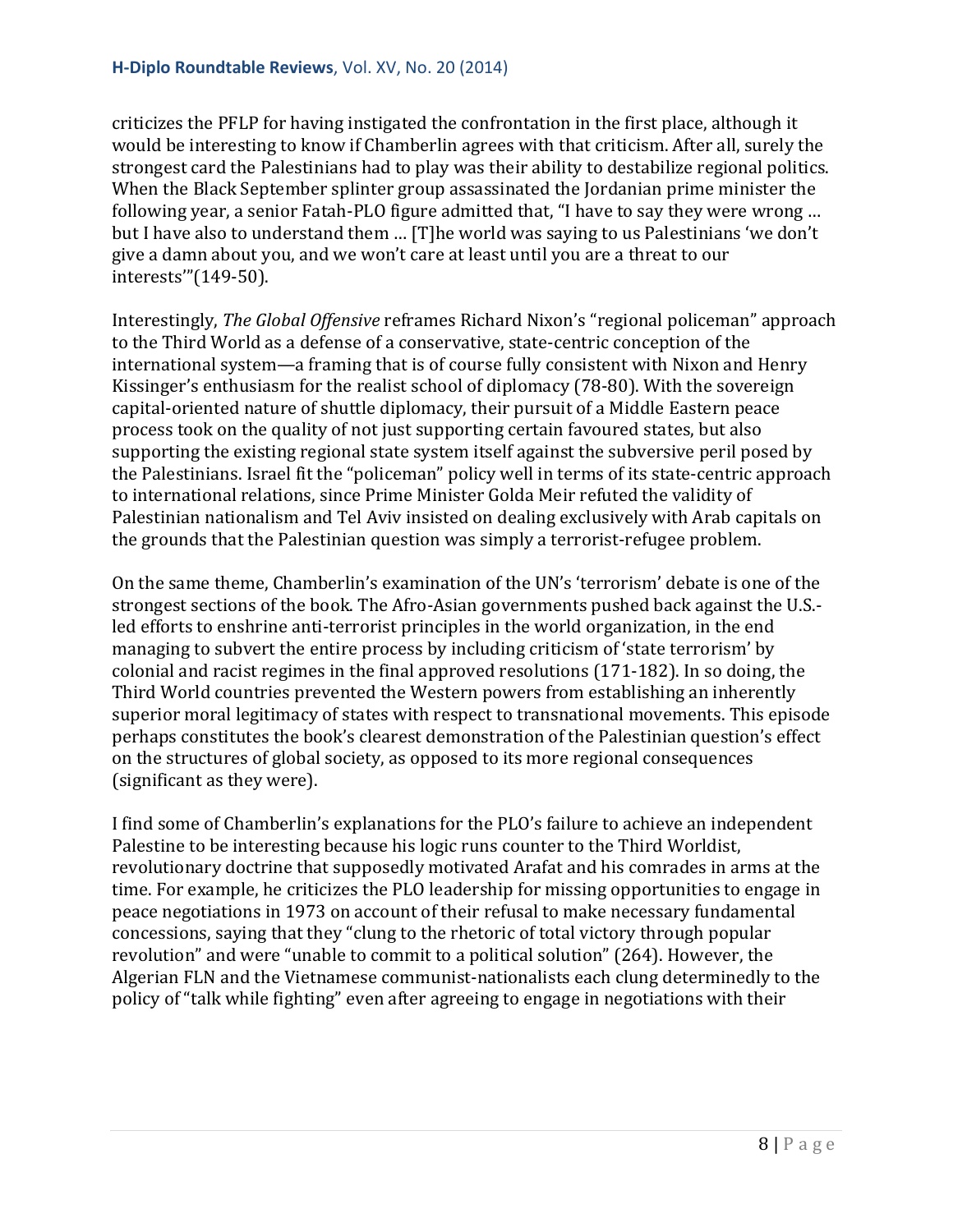criticizes the PFLP for having instigated the confrontation in the first place, although it would be interesting to know if Chamberlin agrees with that criticism. After all, surely the strongest card the Palestinians had to play was their ability to destabilize regional politics. When the Black September splinter group assassinated the Jordanian prime minister the following year, a senior Fatah-PLO figure admitted that, "I have to say they were wrong … but I have also to understand them … [T]he world was saying to us Palestinians 'we don't give a damn about you, and we won't care at least until you are a threat to our interests'"(149-50).

Interestingly, *The Global Offensive* reframes Richard Nixon's "regional policeman" approach to the Third World as a defense of a conservative, state-centric conception of the international system—a framing that is of course fully consistent with Nixon and Henry Kissinger's enthusiasm for the realist school of diplomacy (78-80). With the sovereign capital-oriented nature of shuttle diplomacy, their pursuit of a Middle Eastern peace process took on the quality of not just supporting certain favoured states, but also supporting the existing regional state system itself against the subversive peril posed by the Palestinians. Israel fit the "policeman" policy well in terms of its state-centric approach to international relations, since Prime Minister Golda Meir refuted the validity of Palestinian nationalism and Tel Aviv insisted on dealing exclusively with Arab capitals on the grounds that the Palestinian question was simply a terrorist-refugee problem.

On the same theme, Chamberlin's examination of the UN's 'terrorism' debate is one of the strongest sections of the book. The Afro-Asian governments pushed back against the U.S.-led efforts to enshrine anti-terrorist principles in the world organization, in the end managing to subvert the entire process by including criticism of 'state terrorism' by colonial and racist regimes in the final approved resolutions (171-182). In so doing, the Third World countries prevented the Western powers from establishing an inherently superior moral legitimacy of states with respect to transnational movements. This episode perhaps constitutes the book's clearest demonstration of the Palestinian question's effect on the structures of global society, as opposed to its more regional consequences (significant as they were).

I find some of Chamberlin's explanations for the PLO's failure to achieve an independent Palestine to be interesting because his logic runs counter to the Third Worldist, revolutionary doctrine that supposedly motivated Arafat and his comrades in arms at the time. For example, he criticizes the PLO leadership for missing opportunities to engage in peace negotiations in 1973 on account of their refusal to make necessary fundamental concessions, saying that they "clung to the rhetoric of total victory through popular revolution" and were "unable to commit to a political solution" (264). However, the Algerian FLN and the Vietnamese communist-nationalists each clung determinedly to the policy of "talk while fighting" even after agreeing to engage in negotiations with their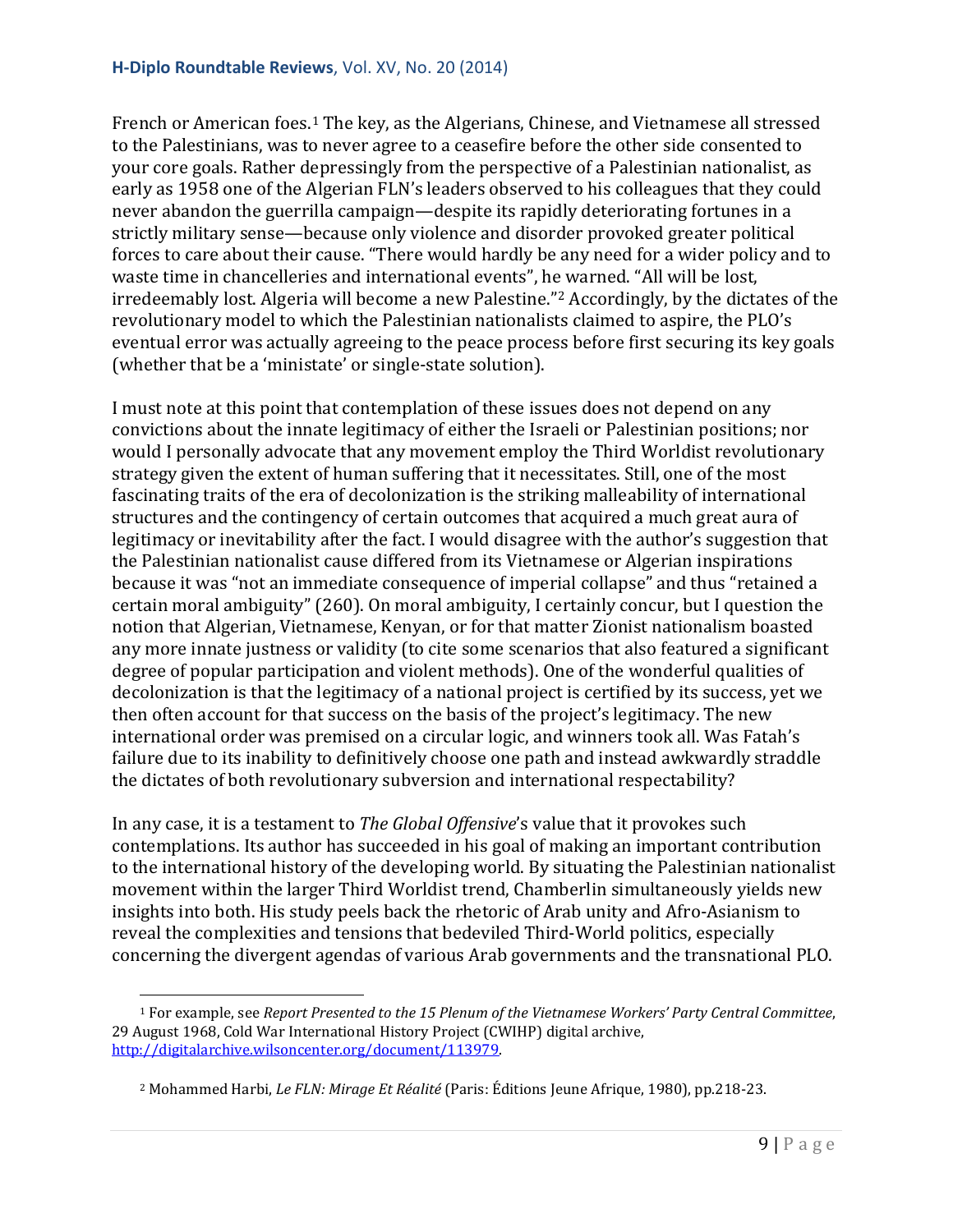French or American foes.[1] The key, as the Algerians, Chinese, and Vietnamese all stressed to the Palestinians, was to never agree to a ceasefire before the other side consented to your core goals. Rather depressingly from the perspective of a Palestinian nationalist, as early as 1958 one of the Algerian FLN's leaders observed to his colleagues that they could never abandon the guerrilla campaign—despite its rapidly deteriorating fortunes in a strictly military sense—because only violence and disorder provoked greater political forces to care about their cause. "There would hardly be any need for a wider policy and to waste time in chancelleries and international events", he warned. "All will be lost, irredeemably lost. Algeria will become a new Palestine."[2] Accordingly, by the dictates of the revolutionary model to which the Palestinian nationalists claimed to aspire, the PLO's eventual error was actually agreeing to the peace process before first securing its key goals (whether that be a 'ministate' or single-state solution).

I must note at this point that contemplation of these issues does not depend on any convictions about the innate legitimacy of either the Israeli or Palestinian positions; nor would I personally advocate that any movement employ the Third Worldist revolutionary strategy given the extent of human suffering that it necessitates. Still, one of the most fascinating traits of the era of decolonization is the striking malleability of international structures and the contingency of certain outcomes that acquired a much great aura of legitimacy or inevitability after the fact. I would disagree with the author's suggestion that the Palestinian nationalist cause differed from its Vietnamese or Algerian inspirations because it was "not an immediate consequence of imperial collapse" and thus "retained a certain moral ambiguity" (260). On moral ambiguity, I certainly concur, but I question the notion that Algerian, Vietnamese, Kenyan, or for that matter Zionist nationalism boasted any more innate justness or validity (to cite some scenarios that also featured a significant degree of popular participation and violent methods). One of the wonderful qualities of decolonization is that the legitimacy of a national project is certified by its success, yet we then often account for that success on the basis of the project's legitimacy. The new international order was premised on a circular logic, and winners took all. Was Fatah's failure due to its inability to definitively choose one path and instead awkwardly straddle the dictates of both revolutionary subversion and international respectability?

In any case, it is a testament to *The Global Offensive*'s value that it provokes such contemplations. Its author has succeeded in his goal of making an important contribution to the international history of the developing world. By situating the Palestinian nationalist movement within the larger Third Worldist trend, Chamberlin simultaneously yields new insights into both. His study peels back the rhetoric of Arab unity and Afro-Asianism to reveal the complexities and tensions that bedeviled Third-World politics, especially concerning the divergent agendas of various Arab governments and the transnational PLO.

---

[1] For example, see *Report Presented to the 15 Plenum of the Vietnamese Workers' Party Central Committee*, 29 August 1968, Cold War International History Project (CWIHP) digital archive, http://digitalarchive.wilsoncenter.org/document/113979.

[2] Mohammed Harbi, *Le FLN: Mirage Et Réalité* (Paris: Éditions Jeune Afrique, 1980), pp.218-23.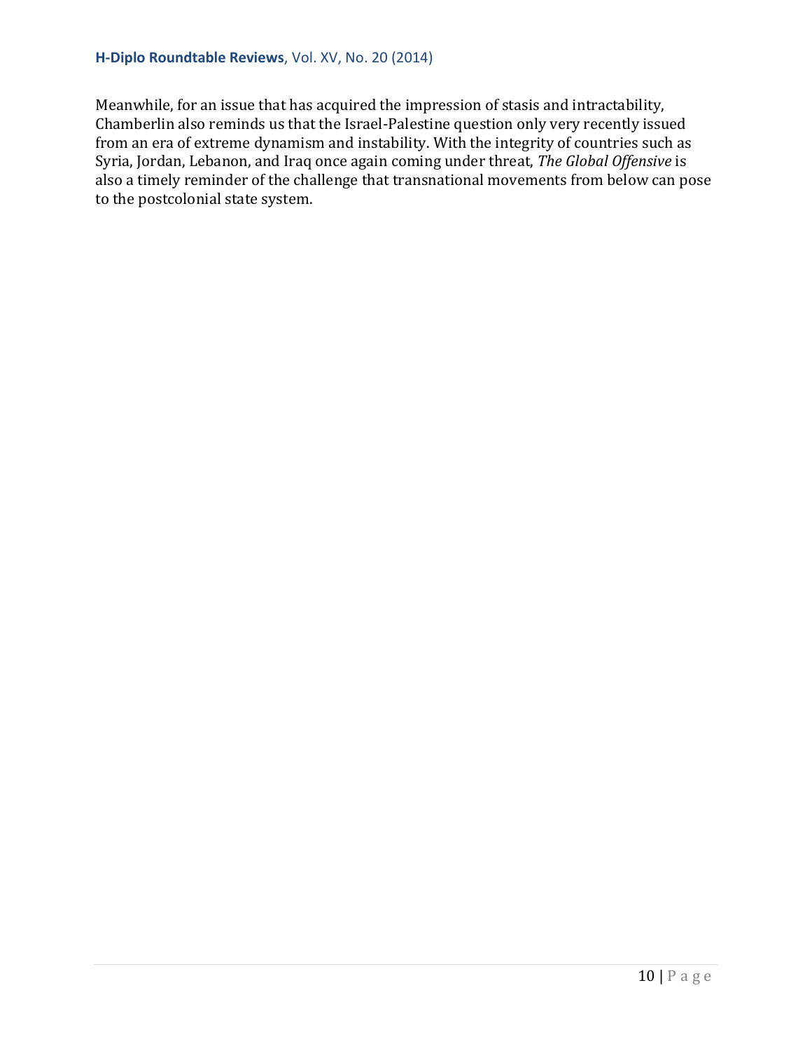Meanwhile, for an issue that has acquired the impression of stasis and intractability, Chamberlin also reminds us that the Israel-Palestine question only very recently issued from an era of extreme dynamism and instability. With the integrity of countries such as Syria, Jordan, Lebanon, and Iraq once again coming under threat, *The Global Offensive* is also a timely reminder of the challenge that transnational movements from below can pose to the postcolonial state system.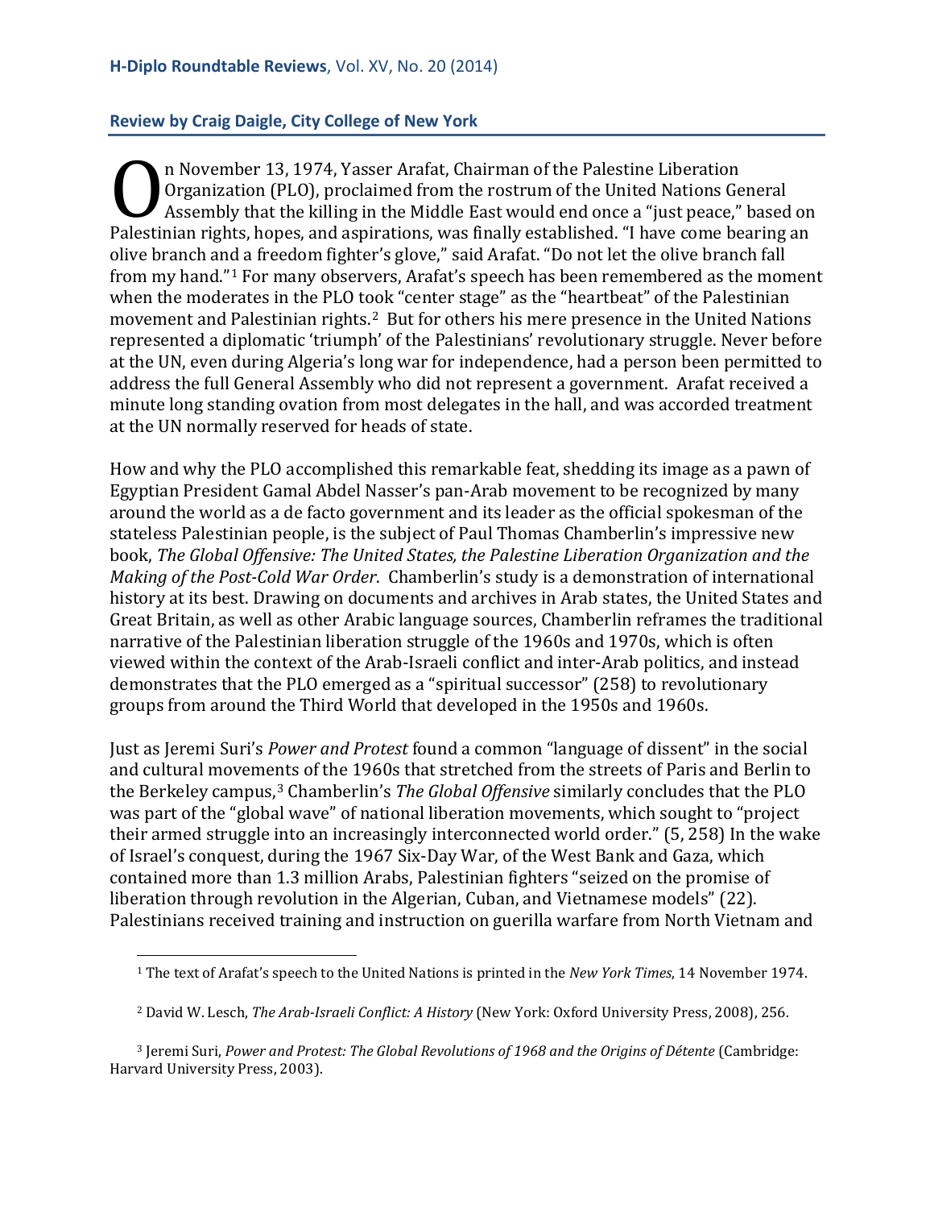**Review by Craig Daigle, City College of New York**

On November 13, 1974, Yasser Arafat, Chairman of the Palestine Liberation Organization (PLO), proclaimed from the rostrum of the United Nations General Assembly that the killing in the Middle East would end once a "just peace," based on Palestinian rights, hopes, and aspirations, was finally established. "I have come bearing an olive branch and a freedom fighter's glove," said Arafat. "Do not let the olive branch fall from my hand."[1] For many observers, Arafat's speech has been remembered as the moment when the moderates in the PLO took "center stage" as the "heartbeat" of the Palestinian movement and Palestinian rights.[2] But for others his mere presence in the United Nations represented a diplomatic 'triumph' of the Palestinians' revolutionary struggle. Never before at the UN, even during Algeria's long war for independence, had a person been permitted to address the full General Assembly who did not represent a government. Arafat received a minute long standing ovation from most delegates in the hall, and was accorded treatment at the UN normally reserved for heads of state.

How and why the PLO accomplished this remarkable feat, shedding its image as a pawn of Egyptian President Gamal Abdel Nasser's pan-Arab movement to be recognized by many around the world as a de facto government and its leader as the official spokesman of the stateless Palestinian people, is the subject of Paul Thomas Chamberlin's impressive new book, *The Global Offensive: The United States, the Palestine Liberation Organization and the Making of the Post-Cold War Order*. Chamberlin's study is a demonstration of international history at its best. Drawing on documents and archives in Arab states, the United States and Great Britain, as well as other Arabic language sources, Chamberlin reframes the traditional narrative of the Palestinian liberation struggle of the 1960s and 1970s, which is often viewed within the context of the Arab-Israeli conflict and inter-Arab politics, and instead demonstrates that the PLO emerged as a "spiritual successor" (258) to revolutionary groups from around the Third World that developed in the 1950s and 1960s.

Just as Jeremi Suri's *Power and Protest* found a common "language of dissent" in the social and cultural movements of the 1960s that stretched from the streets of Paris and Berlin to the Berkeley campus,[3] Chamberlin's *The Global Offensive* similarly concludes that the PLO was part of the "global wave" of national liberation movements, which sought to "project their armed struggle into an increasingly interconnected world order." (5, 258) In the wake of Israel's conquest, during the 1967 Six-Day War, of the West Bank and Gaza, which contained more than 1.3 million Arabs, Palestinian fighters "seized on the promise of liberation through revolution in the Algerian, Cuban, and Vietnamese models" (22). Palestinians received training and instruction on guerilla warfare from North Vietnam and

---

[1] The text of Arafat's speech to the United Nations is printed in the *New York Times*, 14 November 1974.

[2] David W. Lesch, *The Arab-Israeli Conflict: A History* (New York: Oxford University Press, 2008), 256.

[3] Jeremi Suri, *Power and Protest: The Global Revolutions of 1968 and the Origins of Détente* (Cambridge: Harvard University Press, 2003).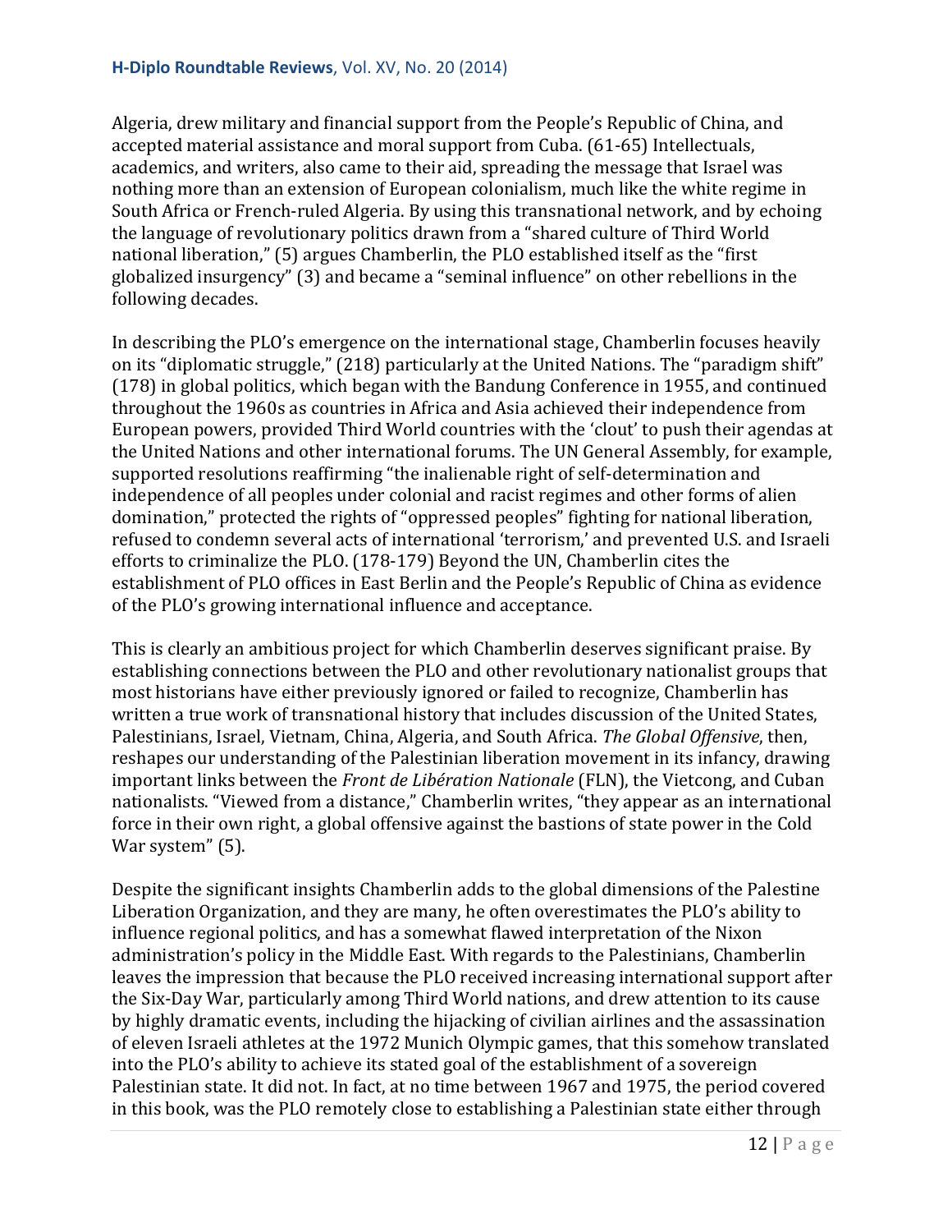Algeria, drew military and financial support from the People's Republic of China, and accepted material assistance and moral support from Cuba. (61-65) Intellectuals, academics, and writers, also came to their aid, spreading the message that Israel was nothing more than an extension of European colonialism, much like the white regime in South Africa or French-ruled Algeria. By using this transnational network, and by echoing the language of revolutionary politics drawn from a "shared culture of Third World national liberation," (5) argues Chamberlin, the PLO established itself as the "first globalized insurgency" (3) and became a "seminal influence" on other rebellions in the following decades.

In describing the PLO's emergence on the international stage, Chamberlin focuses heavily on its "diplomatic struggle," (218) particularly at the United Nations. The "paradigm shift" (178) in global politics, which began with the Bandung Conference in 1955, and continued throughout the 1960s as countries in Africa and Asia achieved their independence from European powers, provided Third World countries with the 'clout' to push their agendas at the United Nations and other international forums. The UN General Assembly, for example, supported resolutions reaffirming "the inalienable right of self-determination and independence of all peoples under colonial and racist regimes and other forms of alien domination," protected the rights of "oppressed peoples" fighting for national liberation, refused to condemn several acts of international 'terrorism,' and prevented U.S. and Israeli efforts to criminalize the PLO. (178-179) Beyond the UN, Chamberlin cites the establishment of PLO offices in East Berlin and the People's Republic of China as evidence of the PLO's growing international influence and acceptance.

This is clearly an ambitious project for which Chamberlin deserves significant praise. By establishing connections between the PLO and other revolutionary nationalist groups that most historians have either previously ignored or failed to recognize, Chamberlin has written a true work of transnational history that includes discussion of the United States, Palestinians, Israel, Vietnam, China, Algeria, and South Africa. *The Global Offensive*, then, reshapes our understanding of the Palestinian liberation movement in its infancy, drawing important links between the *Front de Libération Nationale* (FLN), the Vietcong, and Cuban nationalists. "Viewed from a distance," Chamberlin writes, "they appear as an international force in their own right, a global offensive against the bastions of state power in the Cold War system" (5).

Despite the significant insights Chamberlin adds to the global dimensions of the Palestine Liberation Organization, and they are many, he often overestimates the PLO's ability to influence regional politics, and has a somewhat flawed interpretation of the Nixon administration's policy in the Middle East. With regards to the Palestinians, Chamberlin leaves the impression that because the PLO received increasing international support after the Six-Day War, particularly among Third World nations, and drew attention to its cause by highly dramatic events, including the hijacking of civilian airlines and the assassination of eleven Israeli athletes at the 1972 Munich Olympic games, that this somehow translated into the PLO's ability to achieve its stated goal of the establishment of a sovereign Palestinian state. It did not. In fact, at no time between 1967 and 1975, the period covered in this book, was the PLO remotely close to establishing a Palestinian state either through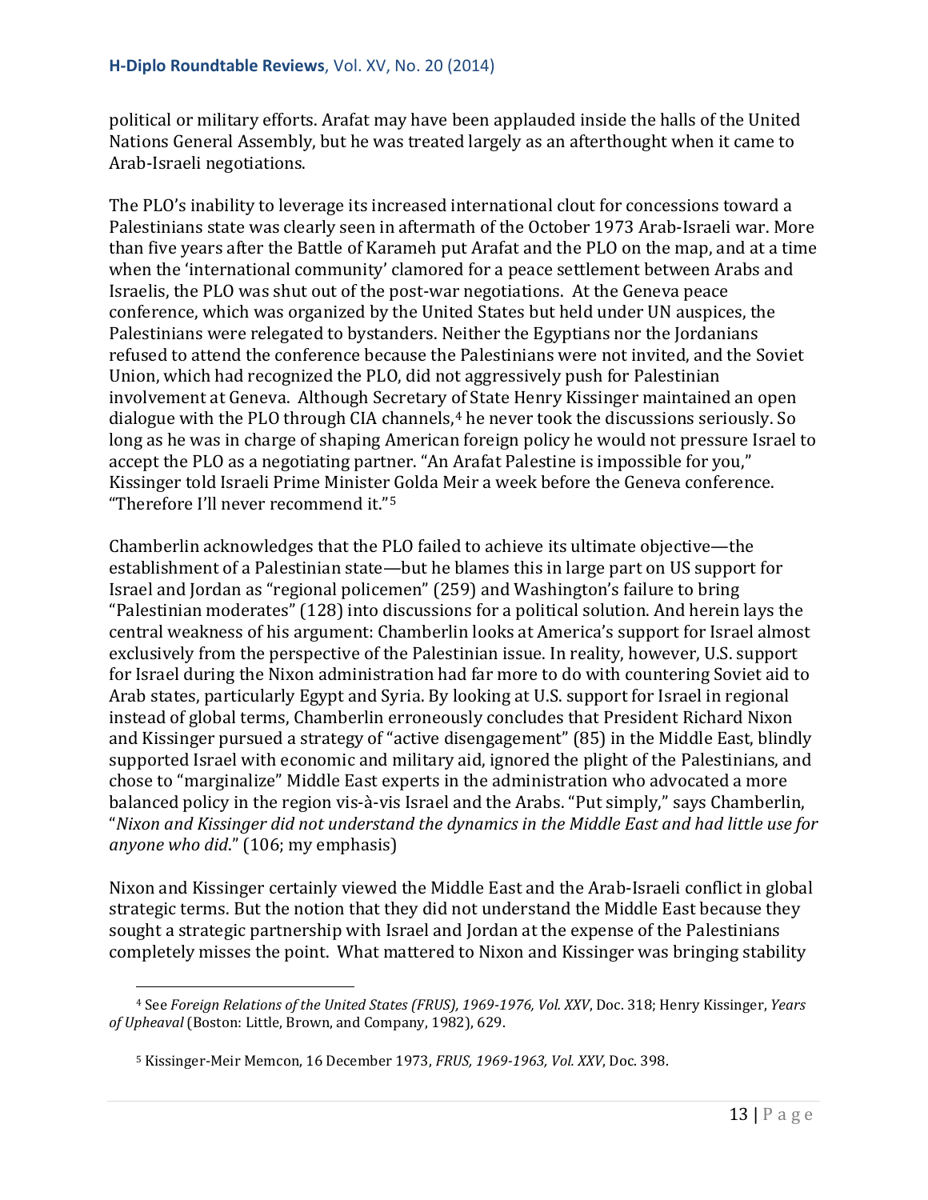political or military efforts. Arafat may have been applauded inside the halls of the United Nations General Assembly, but he was treated largely as an afterthought when it came to Arab-Israeli negotiations.

The PLO's inability to leverage its increased international clout for concessions toward a Palestinians state was clearly seen in aftermath of the October 1973 Arab-Israeli war. More than five years after the Battle of Karameh put Arafat and the PLO on the map, and at a time when the 'international community' clamored for a peace settlement between Arabs and Israelis, the PLO was shut out of the post-war negotiations. At the Geneva peace conference, which was organized by the United States but held under UN auspices, the Palestinians were relegated to bystanders. Neither the Egyptians nor the Jordanians refused to attend the conference because the Palestinians were not invited, and the Soviet Union, which had recognized the PLO, did not aggressively push for Palestinian involvement at Geneva. Although Secretary of State Henry Kissinger maintained an open dialogue with the PLO through CIA channels,[4] he never took the discussions seriously. So long as he was in charge of shaping American foreign policy he would not pressure Israel to accept the PLO as a negotiating partner. "An Arafat Palestine is impossible for you," Kissinger told Israeli Prime Minister Golda Meir a week before the Geneva conference. "Therefore I'll never recommend it."[5]

Chamberlin acknowledges that the PLO failed to achieve its ultimate objective—the establishment of a Palestinian state—but he blames this in large part on US support for Israel and Jordan as "regional policemen" (259) and Washington's failure to bring "Palestinian moderates" (128) into discussions for a political solution. And herein lays the central weakness of his argument: Chamberlin looks at America's support for Israel almost exclusively from the perspective of the Palestinian issue. In reality, however, U.S. support for Israel during the Nixon administration had far more to do with countering Soviet aid to Arab states, particularly Egypt and Syria. By looking at U.S. support for Israel in regional instead of global terms, Chamberlin erroneously concludes that President Richard Nixon and Kissinger pursued a strategy of "active disengagement" (85) in the Middle East, blindly supported Israel with economic and military aid, ignored the plight of the Palestinians, and chose to "marginalize" Middle East experts in the administration who advocated a more balanced policy in the region vis-à-vis Israel and the Arabs. "Put simply," says Chamberlin, "*Nixon and Kissinger did not understand the dynamics in the Middle East and had little use for anyone who did*." (106; my emphasis)

Nixon and Kissinger certainly viewed the Middle East and the Arab-Israeli conflict in global strategic terms. But the notion that they did not understand the Middle East because they sought a strategic partnership with Israel and Jordan at the expense of the Palestinians completely misses the point. What mattered to Nixon and Kissinger was bringing stability

[4] See *Foreign Relations of the United States (FRUS), 1969-1976, Vol. XXV*, Doc. 318; Henry Kissinger, *Years of Upheaval* (Boston: Little, Brown, and Company, 1982), 629.

[5] Kissinger-Meir Memcon, 16 December 1973, *FRUS, 1969-1963, Vol. XXV*, Doc. 398.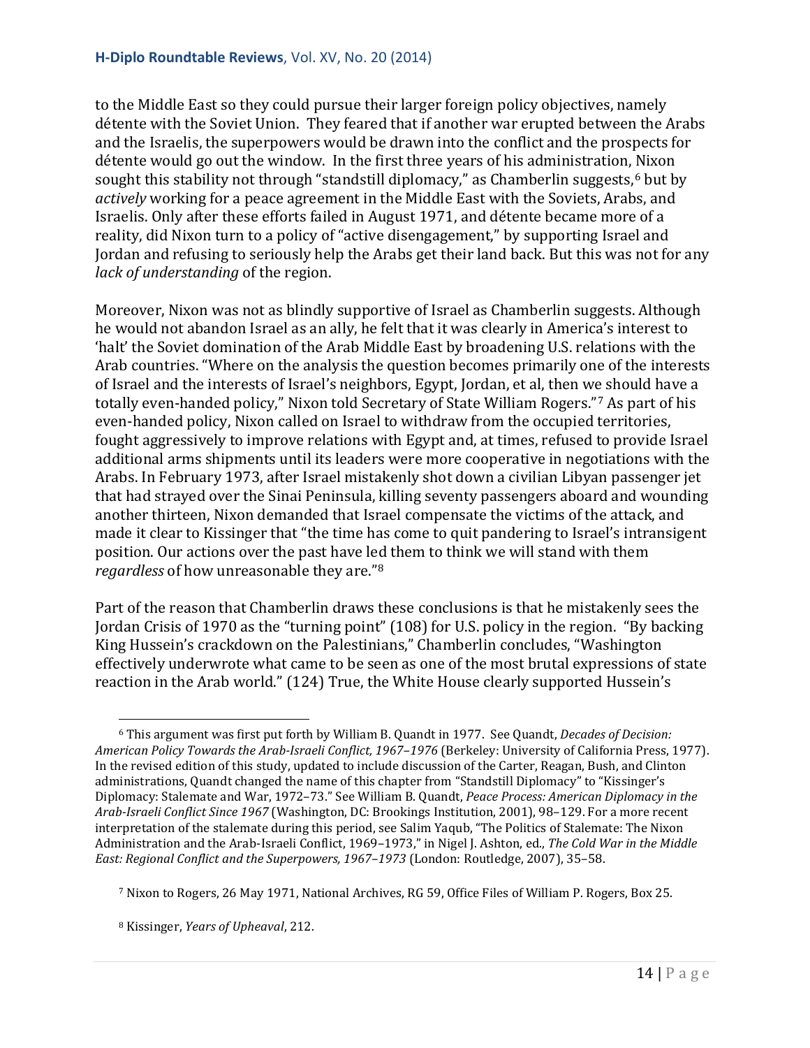to the Middle East so they could pursue their larger foreign policy objectives, namely détente with the Soviet Union. They feared that if another war erupted between the Arabs and the Israelis, the superpowers would be drawn into the conflict and the prospects for détente would go out the window. In the first three years of his administration, Nixon sought this stability not through "standstill diplomacy," as Chamberlin suggests,[6] but by *actively* working for a peace agreement in the Middle East with the Soviets, Arabs, and Israelis. Only after these efforts failed in August 1971, and détente became more of a reality, did Nixon turn to a policy of "active disengagement," by supporting Israel and Jordan and refusing to seriously help the Arabs get their land back. But this was not for any *lack of understanding* of the region.

Moreover, Nixon was not as blindly supportive of Israel as Chamberlin suggests. Although he would not abandon Israel as an ally, he felt that it was clearly in America's interest to 'halt' the Soviet domination of the Arab Middle East by broadening U.S. relations with the Arab countries. "Where on the analysis the question becomes primarily one of the interests of Israel and the interests of Israel's neighbors, Egypt, Jordan, et al, then we should have a totally even-handed policy," Nixon told Secretary of State William Rogers."[7] As part of his even-handed policy, Nixon called on Israel to withdraw from the occupied territories, fought aggressively to improve relations with Egypt and, at times, refused to provide Israel additional arms shipments until its leaders were more cooperative in negotiations with the Arabs. In February 1973, after Israel mistakenly shot down a civilian Libyan passenger jet that had strayed over the Sinai Peninsula, killing seventy passengers aboard and wounding another thirteen, Nixon demanded that Israel compensate the victims of the attack, and made it clear to Kissinger that "the time has come to quit pandering to Israel's intransigent position. Our actions over the past have led them to think we will stand with them *regardless* of how unreasonable they are."[8]

Part of the reason that Chamberlin draws these conclusions is that he mistakenly sees the Jordan Crisis of 1970 as the "turning point" (108) for U.S. policy in the region. "By backing King Hussein's crackdown on the Palestinians," Chamberlin concludes, "Washington effectively underwrote what came to be seen as one of the most brutal expressions of state reaction in the Arab world." (124) True, the White House clearly supported Hussein's

---

[6] This argument was first put forth by William B. Quandt in 1977. See Quandt, *Decades of Decision: American Policy Towards the Arab-Israeli Conflict, 1967–1976* (Berkeley: University of California Press, 1977). In the revised edition of this study, updated to include discussion of the Carter, Reagan, Bush, and Clinton administrations, Quandt changed the name of this chapter from "Standstill Diplomacy" to "Kissinger's Diplomacy: Stalemate and War, 1972–73." See William B. Quandt, *Peace Process: American Diplomacy in the Arab-Israeli Conflict Since 1967* (Washington, DC: Brookings Institution, 2001), 98–129. For a more recent interpretation of the stalemate during this period, see Salim Yaqub, "The Politics of Stalemate: The Nixon Administration and the Arab-Israeli Conflict, 1969–1973," in Nigel J. Ashton, ed., *The Cold War in the Middle East: Regional Conflict and the Superpowers, 1967–1973* (London: Routledge, 2007), 35–58.

[7] Nixon to Rogers, 26 May 1971, National Archives, RG 59, Office Files of William P. Rogers, Box 25.

[8] Kissinger, *Years of Upheaval*, 212.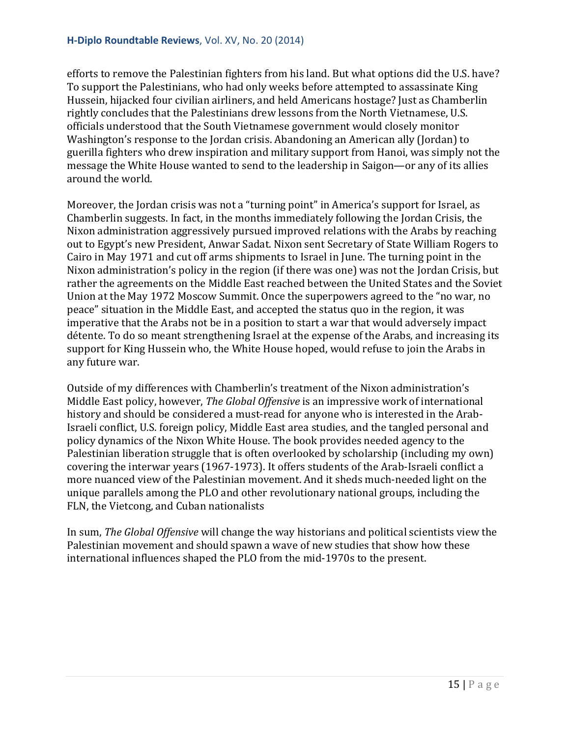efforts to remove the Palestinian fighters from his land. But what options did the U.S. have? To support the Palestinians, who had only weeks before attempted to assassinate King Hussein, hijacked four civilian airliners, and held Americans hostage? Just as Chamberlin rightly concludes that the Palestinians drew lessons from the North Vietnamese, U.S. officials understood that the South Vietnamese government would closely monitor Washington's response to the Jordan crisis. Abandoning an American ally (Jordan) to guerilla fighters who drew inspiration and military support from Hanoi, was simply not the message the White House wanted to send to the leadership in Saigon—or any of its allies around the world.

Moreover, the Jordan crisis was not a "turning point" in America's support for Israel, as Chamberlin suggests. In fact, in the months immediately following the Jordan Crisis, the Nixon administration aggressively pursued improved relations with the Arabs by reaching out to Egypt's new President, Anwar Sadat. Nixon sent Secretary of State William Rogers to Cairo in May 1971 and cut off arms shipments to Israel in June. The turning point in the Nixon administration's policy in the region (if there was one) was not the Jordan Crisis, but rather the agreements on the Middle East reached between the United States and the Soviet Union at the May 1972 Moscow Summit. Once the superpowers agreed to the "no war, no peace" situation in the Middle East, and accepted the status quo in the region, it was imperative that the Arabs not be in a position to start a war that would adversely impact détente. To do so meant strengthening Israel at the expense of the Arabs, and increasing its support for King Hussein who, the White House hoped, would refuse to join the Arabs in any future war.

Outside of my differences with Chamberlin's treatment of the Nixon administration's Middle East policy, however, *The Global Offensive* is an impressive work of international history and should be considered a must-read for anyone who is interested in the Arab-Israeli conflict, U.S. foreign policy, Middle East area studies, and the tangled personal and policy dynamics of the Nixon White House. The book provides needed agency to the Palestinian liberation struggle that is often overlooked by scholarship (including my own) covering the interwar years (1967-1973). It offers students of the Arab-Israeli conflict a more nuanced view of the Palestinian movement. And it sheds much-needed light on the unique parallels among the PLO and other revolutionary national groups, including the FLN, the Vietcong, and Cuban nationalists

In sum, *The Global Offensive* will change the way historians and political scientists view the Palestinian movement and should spawn a wave of new studies that show how these international influences shaped the PLO from the mid-1970s to the present.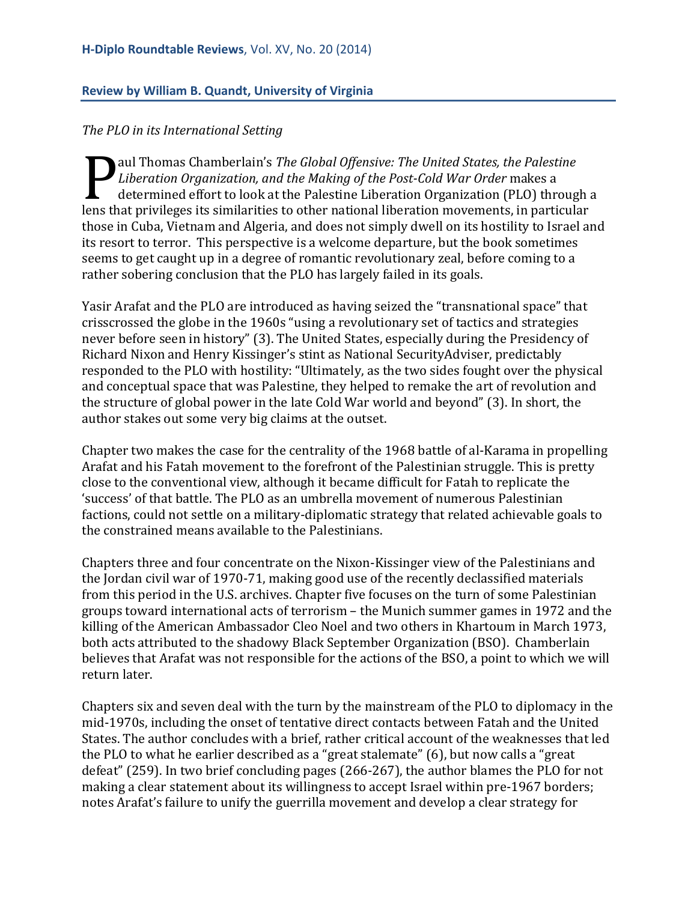**Review by William B. Quandt, University of Virginia**

*The PLO in its International Setting*

Paul Thomas Chamberlain's *The Global Offensive: The United States, the Palestine Liberation Organization, and the Making of the Post-Cold War Order* makes a determined effort to look at the Palestine Liberation Organization (PLO) through a lens that privileges its similarities to other national liberation movements, in particular those in Cuba, Vietnam and Algeria, and does not simply dwell on its hostility to Israel and its resort to terror. This perspective is a welcome departure, but the book sometimes seems to get caught up in a degree of romantic revolutionary zeal, before coming to a rather sobering conclusion that the PLO has largely failed in its goals.

Yasir Arafat and the PLO are introduced as having seized the "transnational space" that crisscrossed the globe in the 1960s "using a revolutionary set of tactics and strategies never before seen in history" (3). The United States, especially during the Presidency of Richard Nixon and Henry Kissinger's stint as National SecurityAdviser, predictably responded to the PLO with hostility: "Ultimately, as the two sides fought over the physical and conceptual space that was Palestine, they helped to remake the art of revolution and the structure of global power in the late Cold War world and beyond" (3). In short, the author stakes out some very big claims at the outset.

Chapter two makes the case for the centrality of the 1968 battle of al-Karama in propelling Arafat and his Fatah movement to the forefront of the Palestinian struggle. This is pretty close to the conventional view, although it became difficult for Fatah to replicate the 'success' of that battle. The PLO as an umbrella movement of numerous Palestinian factions, could not settle on a military-diplomatic strategy that related achievable goals to the constrained means available to the Palestinians.

Chapters three and four concentrate on the Nixon-Kissinger view of the Palestinians and the Jordan civil war of 1970-71, making good use of the recently declassified materials from this period in the U.S. archives. Chapter five focuses on the turn of some Palestinian groups toward international acts of terrorism – the Munich summer games in 1972 and the killing of the American Ambassador Cleo Noel and two others in Khartoum in March 1973, both acts attributed to the shadowy Black September Organization (BSO). Chamberlain believes that Arafat was not responsible for the actions of the BSO, a point to which we will return later.

Chapters six and seven deal with the turn by the mainstream of the PLO to diplomacy in the mid-1970s, including the onset of tentative direct contacts between Fatah and the United States. The author concludes with a brief, rather critical account of the weaknesses that led the PLO to what he earlier described as a "great stalemate" (6), but now calls a "great defeat" (259). In two brief concluding pages (266-267), the author blames the PLO for not making a clear statement about its willingness to accept Israel within pre-1967 borders; notes Arafat's failure to unify the guerrilla movement and develop a clear strategy for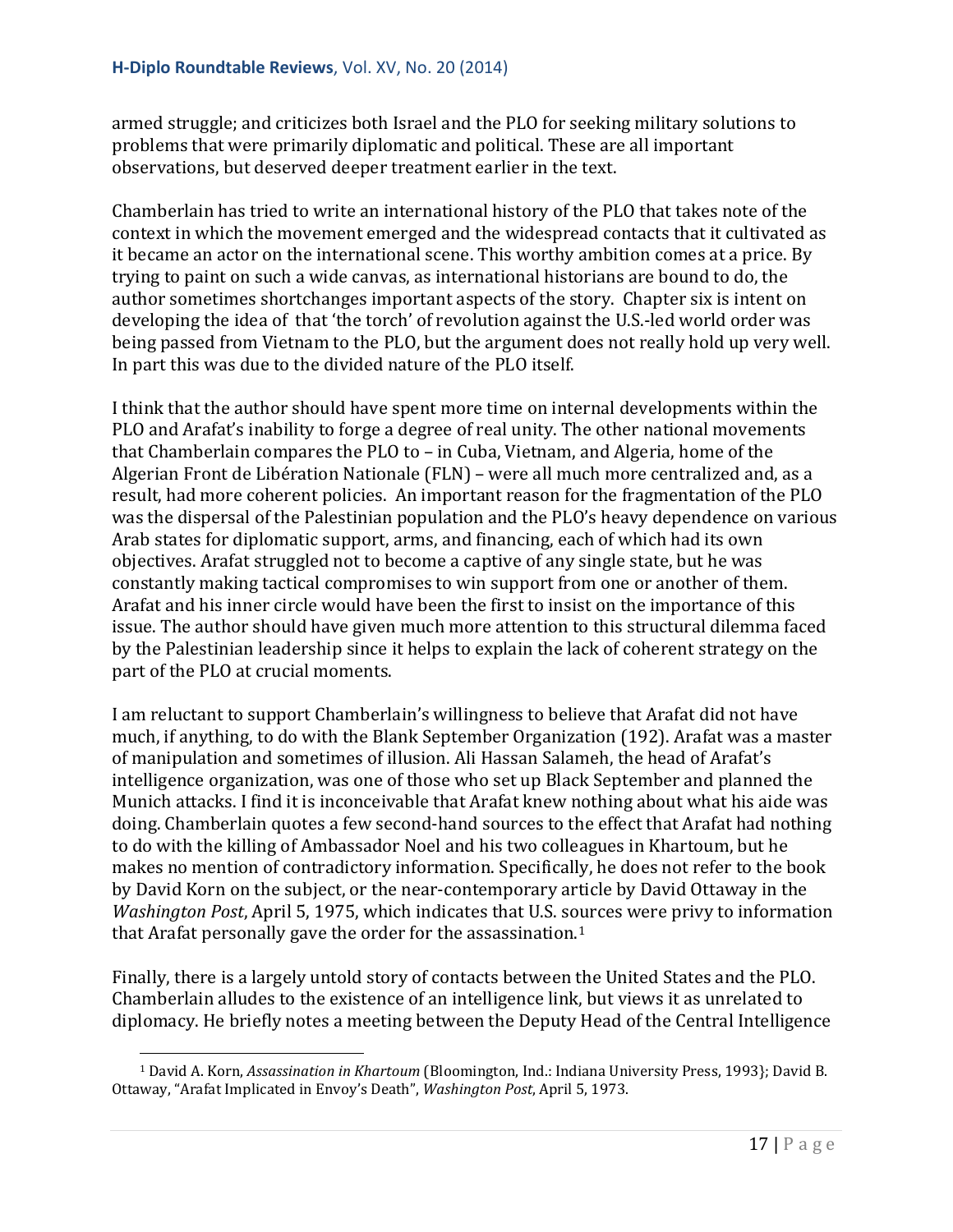armed struggle; and criticizes both Israel and the PLO for seeking military solutions to problems that were primarily diplomatic and political. These are all important observations, but deserved deeper treatment earlier in the text.

Chamberlain has tried to write an international history of the PLO that takes note of the context in which the movement emerged and the widespread contacts that it cultivated as it became an actor on the international scene. This worthy ambition comes at a price. By trying to paint on such a wide canvas, as international historians are bound to do, the author sometimes shortchanges important aspects of the story. Chapter six is intent on developing the idea of that 'the torch' of revolution against the U.S.-led world order was being passed from Vietnam to the PLO, but the argument does not really hold up very well. In part this was due to the divided nature of the PLO itself.

I think that the author should have spent more time on internal developments within the PLO and Arafat's inability to forge a degree of real unity. The other national movements that Chamberlain compares the PLO to – in Cuba, Vietnam, and Algeria, home of the Algerian Front de Libération Nationale (FLN) – were all much more centralized and, as a result, had more coherent policies. An important reason for the fragmentation of the PLO was the dispersal of the Palestinian population and the PLO's heavy dependence on various Arab states for diplomatic support, arms, and financing, each of which had its own objectives. Arafat struggled not to become a captive of any single state, but he was constantly making tactical compromises to win support from one or another of them. Arafat and his inner circle would have been the first to insist on the importance of this issue. The author should have given much more attention to this structural dilemma faced by the Palestinian leadership since it helps to explain the lack of coherent strategy on the part of the PLO at crucial moments.

I am reluctant to support Chamberlain's willingness to believe that Arafat did not have much, if anything, to do with the Blank September Organization (192). Arafat was a master of manipulation and sometimes of illusion. Ali Hassan Salameh, the head of Arafat's intelligence organization, was one of those who set up Black September and planned the Munich attacks. I find it is inconceivable that Arafat knew nothing about what his aide was doing. Chamberlain quotes a few second-hand sources to the effect that Arafat had nothing to do with the killing of Ambassador Noel and his two colleagues in Khartoum, but he makes no mention of contradictory information. Specifically, he does not refer to the book by David Korn on the subject, or the near-contemporary article by David Ottaway in the *Washington Post*, April 5, 1975, which indicates that U.S. sources were privy to information that Arafat personally gave the order for the assassination.[1]

Finally, there is a largely untold story of contacts between the United States and the PLO. Chamberlain alludes to the existence of an intelligence link, but views it as unrelated to diplomacy. He briefly notes a meeting between the Deputy Head of the Central Intelligence

---

[1] David A. Korn, *Assassination in Khartoum* (Bloomington, Ind.: Indiana University Press, 1993}; David B. Ottaway, "Arafat Implicated in Envoy's Death", *Washington Post*, April 5, 1973.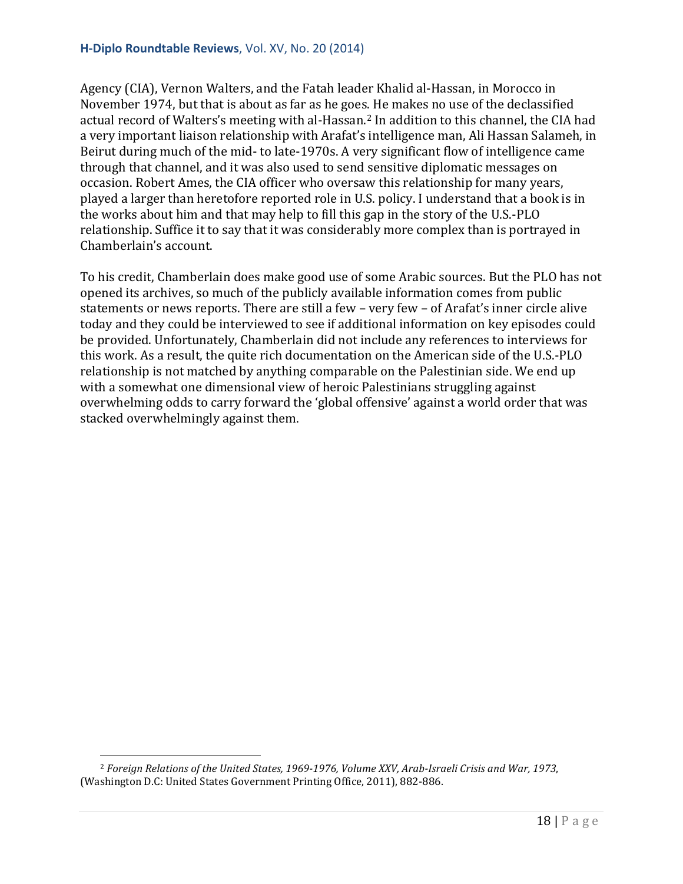Agency (CIA), Vernon Walters, and the Fatah leader Khalid al-Hassan, in Morocco in November 1974, but that is about as far as he goes. He makes no use of the declassified actual record of Walters's meeting with al-Hassan.[2] In addition to this channel, the CIA had a very important liaison relationship with Arafat's intelligence man, Ali Hassan Salameh, in Beirut during much of the mid- to late-1970s. A very significant flow of intelligence came through that channel, and it was also used to send sensitive diplomatic messages on occasion. Robert Ames, the CIA officer who oversaw this relationship for many years, played a larger than heretofore reported role in U.S. policy. I understand that a book is in the works about him and that may help to fill this gap in the story of the U.S.-PLO relationship. Suffice it to say that it was considerably more complex than is portrayed in Chamberlain's account.

To his credit, Chamberlain does make good use of some Arabic sources. But the PLO has not opened its archives, so much of the publicly available information comes from public statements or news reports. There are still a few – very few – of Arafat's inner circle alive today and they could be interviewed to see if additional information on key episodes could be provided. Unfortunately, Chamberlain did not include any references to interviews for this work. As a result, the quite rich documentation on the American side of the U.S.-PLO relationship is not matched by anything comparable on the Palestinian side. We end up with a somewhat one dimensional view of heroic Palestinians struggling against overwhelming odds to carry forward the 'global offensive' against a world order that was stacked overwhelmingly against them.

---

[2] *Foreign Relations of the United States, 1969-1976, Volume XXV, Arab-Israeli Crisis and War, 1973*, (Washington D.C: United States Government Printing Office, 2011), 882-886.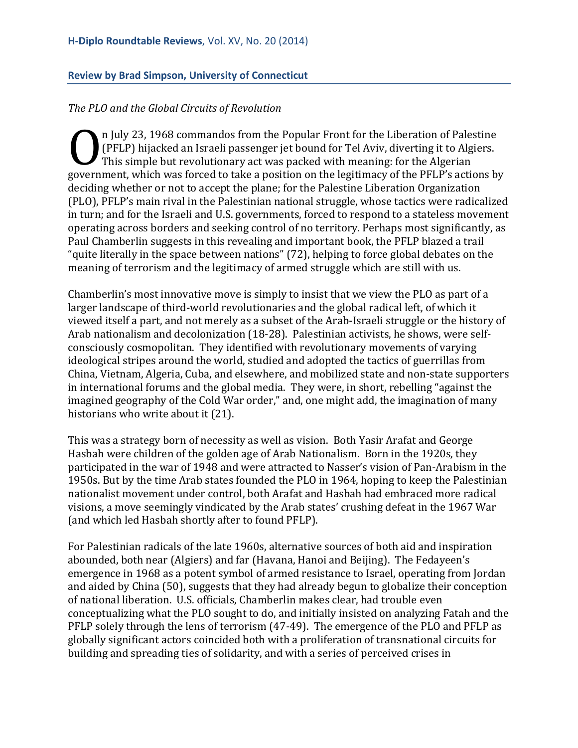**Review by Brad Simpson, University of Connecticut**

*The PLO and the Global Circuits of Revolution*

On July 23, 1968 commandos from the Popular Front for the Liberation of Palestine (PFLP) hijacked an Israeli passenger jet bound for Tel Aviv, diverting it to Algiers. This simple but revolutionary act was packed with meaning: for the Algerian government, which was forced to take a position on the legitimacy of the PFLP's actions by deciding whether or not to accept the plane; for the Palestine Liberation Organization (PLO), PFLP's main rival in the Palestinian national struggle, whose tactics were radicalized in turn; and for the Israeli and U.S. governments, forced to respond to a stateless movement operating across borders and seeking control of no territory. Perhaps most significantly, as Paul Chamberlin suggests in this revealing and important book, the PFLP blazed a trail "quite literally in the space between nations" (72), helping to force global debates on the meaning of terrorism and the legitimacy of armed struggle which are still with us.

Chamberlin's most innovative move is simply to insist that we view the PLO as part of a larger landscape of third-world revolutionaries and the global radical left, of which it viewed itself a part, and not merely as a subset of the Arab-Israeli struggle or the history of Arab nationalism and decolonization (18-28). Palestinian activists, he shows, were self-consciously cosmopolitan. They identified with revolutionary movements of varying ideological stripes around the world, studied and adopted the tactics of guerrillas from China, Vietnam, Algeria, Cuba, and elsewhere, and mobilized state and non-state supporters in international forums and the global media. They were, in short, rebelling "against the imagined geography of the Cold War order," and, one might add, the imagination of many historians who write about it (21).

This was a strategy born of necessity as well as vision. Both Yasir Arafat and George Hasbah were children of the golden age of Arab Nationalism. Born in the 1920s, they participated in the war of 1948 and were attracted to Nasser's vision of Pan-Arabism in the 1950s. But by the time Arab states founded the PLO in 1964, hoping to keep the Palestinian nationalist movement under control, both Arafat and Hasbah had embraced more radical visions, a move seemingly vindicated by the Arab states' crushing defeat in the 1967 War (and which led Hasbah shortly after to found PFLP).

For Palestinian radicals of the late 1960s, alternative sources of both aid and inspiration abounded, both near (Algiers) and far (Havana, Hanoi and Beijing). The Fedayeen's emergence in 1968 as a potent symbol of armed resistance to Israel, operating from Jordan and aided by China (50), suggests that they had already begun to globalize their conception of national liberation. U.S. officials, Chamberlin makes clear, had trouble even conceptualizing what the PLO sought to do, and initially insisted on analyzing Fatah and the PFLP solely through the lens of terrorism (47-49). The emergence of the PLO and PFLP as globally significant actors coincided both with a proliferation of transnational circuits for building and spreading ties of solidarity, and with a series of perceived crises in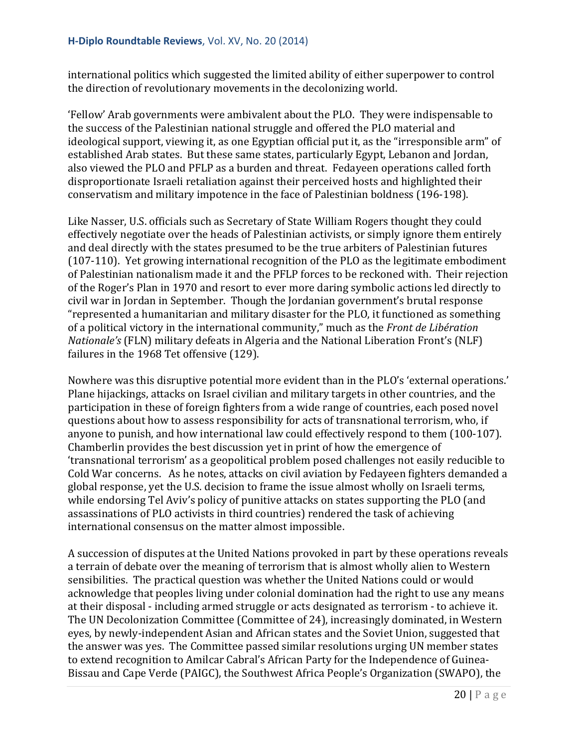international politics which suggested the limited ability of either superpower to control the direction of revolutionary movements in the decolonizing world.

'Fellow' Arab governments were ambivalent about the PLO. They were indispensable to the success of the Palestinian national struggle and offered the PLO material and ideological support, viewing it, as one Egyptian official put it, as the "irresponsible arm" of established Arab states. But these same states, particularly Egypt, Lebanon and Jordan, also viewed the PLO and PFLP as a burden and threat. Fedayeen operations called forth disproportionate Israeli retaliation against their perceived hosts and highlighted their conservatism and military impotence in the face of Palestinian boldness (196-198).

Like Nasser, U.S. officials such as Secretary of State William Rogers thought they could effectively negotiate over the heads of Palestinian activists, or simply ignore them entirely and deal directly with the states presumed to be the true arbiters of Palestinian futures (107-110). Yet growing international recognition of the PLO as the legitimate embodiment of Palestinian nationalism made it and the PFLP forces to be reckoned with. Their rejection of the Roger's Plan in 1970 and resort to ever more daring symbolic actions led directly to civil war in Jordan in September. Though the Jordanian government's brutal response "represented a humanitarian and military disaster for the PLO, it functioned as something of a political victory in the international community," much as the *Front de Libération Nationale's* (FLN) military defeats in Algeria and the National Liberation Front's (NLF) failures in the 1968 Tet offensive (129).

Nowhere was this disruptive potential more evident than in the PLO's 'external operations.' Plane hijackings, attacks on Israel civilian and military targets in other countries, and the participation in these of foreign fighters from a wide range of countries, each posed novel questions about how to assess responsibility for acts of transnational terrorism, who, if anyone to punish, and how international law could effectively respond to them (100-107). Chamberlin provides the best discussion yet in print of how the emergence of 'transnational terrorism' as a geopolitical problem posed challenges not easily reducible to Cold War concerns. As he notes, attacks on civil aviation by Fedayeen fighters demanded a global response, yet the U.S. decision to frame the issue almost wholly on Israeli terms, while endorsing Tel Aviv's policy of punitive attacks on states supporting the PLO (and assassinations of PLO activists in third countries) rendered the task of achieving international consensus on the matter almost impossible.

A succession of disputes at the United Nations provoked in part by these operations reveals a terrain of debate over the meaning of terrorism that is almost wholly alien to Western sensibilities. The practical question was whether the United Nations could or would acknowledge that peoples living under colonial domination had the right to use any means at their disposal - including armed struggle or acts designated as terrorism - to achieve it. The UN Decolonization Committee (Committee of 24), increasingly dominated, in Western eyes, by newly-independent Asian and African states and the Soviet Union, suggested that the answer was yes. The Committee passed similar resolutions urging UN member states to extend recognition to Amilcar Cabral's African Party for the Independence of Guinea-Bissau and Cape Verde (PAIGC), the Southwest Africa People's Organization (SWAPO), the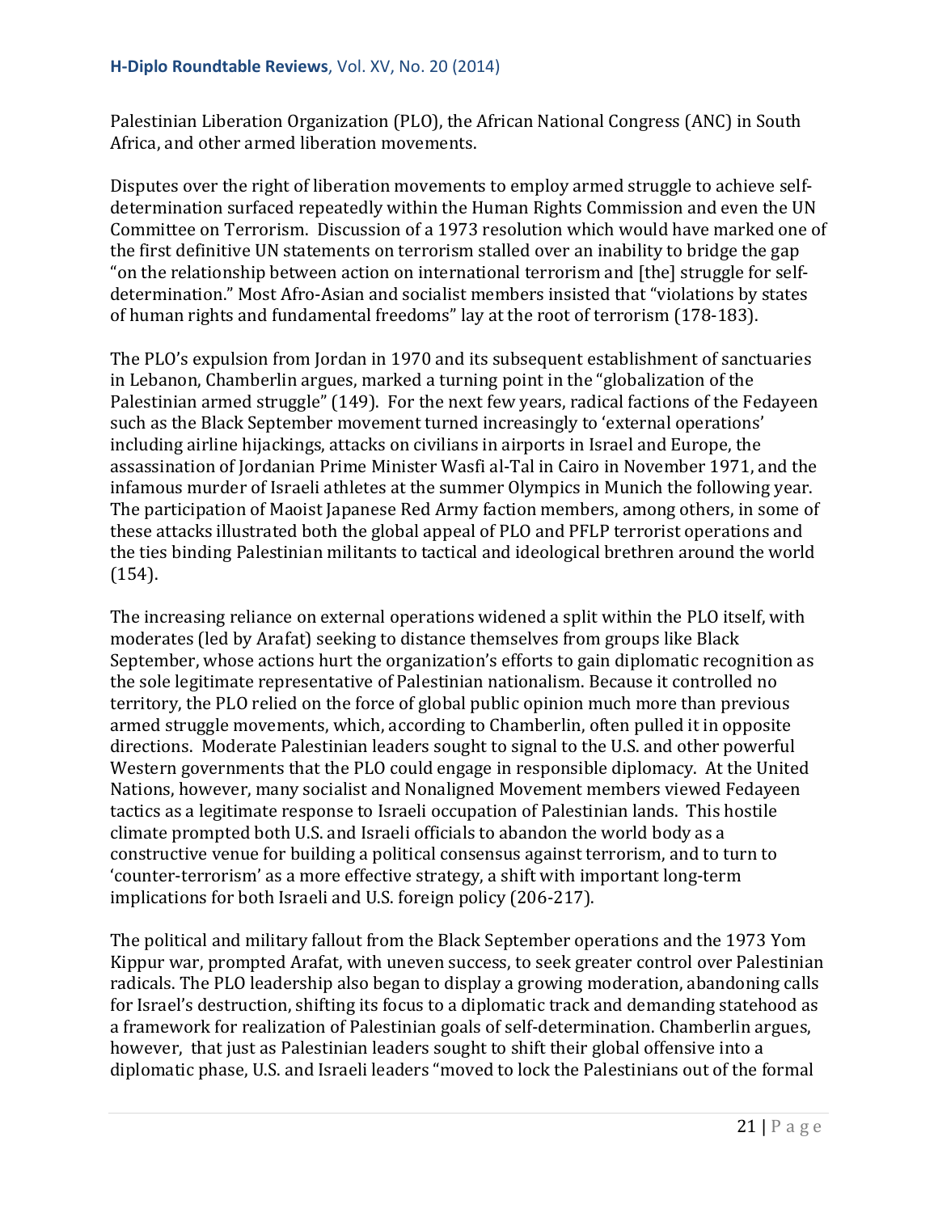Palestinian Liberation Organization (PLO), the African National Congress (ANC) in South Africa, and other armed liberation movements.

Disputes over the right of liberation movements to employ armed struggle to achieve self-determination surfaced repeatedly within the Human Rights Commission and even the UN Committee on Terrorism. Discussion of a 1973 resolution which would have marked one of the first definitive UN statements on terrorism stalled over an inability to bridge the gap "on the relationship between action on international terrorism and [the] struggle for self-determination." Most Afro-Asian and socialist members insisted that "violations by states of human rights and fundamental freedoms" lay at the root of terrorism (178-183).

The PLO's expulsion from Jordan in 1970 and its subsequent establishment of sanctuaries in Lebanon, Chamberlin argues, marked a turning point in the "globalization of the Palestinian armed struggle" (149). For the next few years, radical factions of the Fedayeen such as the Black September movement turned increasingly to 'external operations' including airline hijackings, attacks on civilians in airports in Israel and Europe, the assassination of Jordanian Prime Minister Wasfi al-Tal in Cairo in November 1971, and the infamous murder of Israeli athletes at the summer Olympics in Munich the following year. The participation of Maoist Japanese Red Army faction members, among others, in some of these attacks illustrated both the global appeal of PLO and PFLP terrorist operations and the ties binding Palestinian militants to tactical and ideological brethren around the world (154).

The increasing reliance on external operations widened a split within the PLO itself, with moderates (led by Arafat) seeking to distance themselves from groups like Black September, whose actions hurt the organization's efforts to gain diplomatic recognition as the sole legitimate representative of Palestinian nationalism. Because it controlled no territory, the PLO relied on the force of global public opinion much more than previous armed struggle movements, which, according to Chamberlin, often pulled it in opposite directions. Moderate Palestinian leaders sought to signal to the U.S. and other powerful Western governments that the PLO could engage in responsible diplomacy. At the United Nations, however, many socialist and Nonaligned Movement members viewed Fedayeen tactics as a legitimate response to Israeli occupation of Palestinian lands. This hostile climate prompted both U.S. and Israeli officials to abandon the world body as a constructive venue for building a political consensus against terrorism, and to turn to 'counter-terrorism' as a more effective strategy, a shift with important long-term implications for both Israeli and U.S. foreign policy (206-217).

The political and military fallout from the Black September operations and the 1973 Yom Kippur war, prompted Arafat, with uneven success, to seek greater control over Palestinian radicals. The PLO leadership also began to display a growing moderation, abandoning calls for Israel's destruction, shifting its focus to a diplomatic track and demanding statehood as a framework for realization of Palestinian goals of self-determination. Chamberlin argues, however, that just as Palestinian leaders sought to shift their global offensive into a diplomatic phase, U.S. and Israeli leaders "moved to lock the Palestinians out of the formal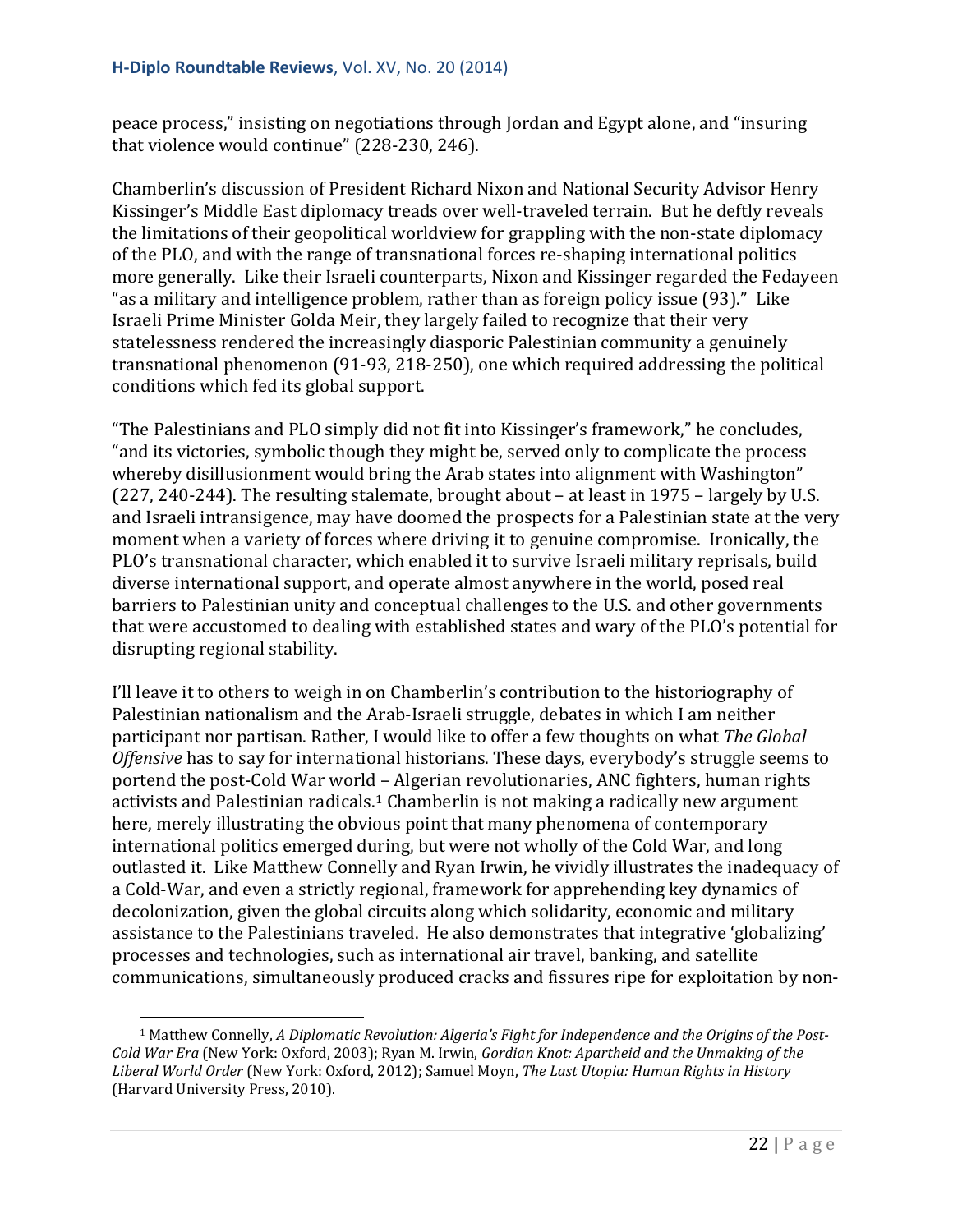peace process," insisting on negotiations through Jordan and Egypt alone, and "insuring that violence would continue" (228-230, 246).

Chamberlin's discussion of President Richard Nixon and National Security Advisor Henry Kissinger's Middle East diplomacy treads over well-traveled terrain. But he deftly reveals the limitations of their geopolitical worldview for grappling with the non-state diplomacy of the PLO, and with the range of transnational forces re-shaping international politics more generally. Like their Israeli counterparts, Nixon and Kissinger regarded the Fedayeen "as a military and intelligence problem, rather than as foreign policy issue (93)." Like Israeli Prime Minister Golda Meir, they largely failed to recognize that their very statelessness rendered the increasingly diasporic Palestinian community a genuinely transnational phenomenon (91-93, 218-250), one which required addressing the political conditions which fed its global support.

"The Palestinians and PLO simply did not fit into Kissinger's framework," he concludes, "and its victories, symbolic though they might be, served only to complicate the process whereby disillusionment would bring the Arab states into alignment with Washington" (227, 240-244). The resulting stalemate, brought about – at least in 1975 – largely by U.S. and Israeli intransigence, may have doomed the prospects for a Palestinian state at the very moment when a variety of forces where driving it to genuine compromise. Ironically, the PLO's transnational character, which enabled it to survive Israeli military reprisals, build diverse international support, and operate almost anywhere in the world, posed real barriers to Palestinian unity and conceptual challenges to the U.S. and other governments that were accustomed to dealing with established states and wary of the PLO's potential for disrupting regional stability.

I'll leave it to others to weigh in on Chamberlin's contribution to the historiography of Palestinian nationalism and the Arab-Israeli struggle, debates in which I am neither participant nor partisan. Rather, I would like to offer a few thoughts on what *The Global Offensive* has to say for international historians. These days, everybody's struggle seems to portend the post-Cold War world – Algerian revolutionaries, ANC fighters, human rights activists and Palestinian radicals.[1] Chamberlin is not making a radically new argument here, merely illustrating the obvious point that many phenomena of contemporary international politics emerged during, but were not wholly of the Cold War, and long outlasted it. Like Matthew Connelly and Ryan Irwin, he vividly illustrates the inadequacy of a Cold-War, and even a strictly regional, framework for apprehending key dynamics of decolonization, given the global circuits along which solidarity, economic and military assistance to the Palestinians traveled. He also demonstrates that integrative 'globalizing' processes and technologies, such as international air travel, banking, and satellite communications, simultaneously produced cracks and fissures ripe for exploitation by non-

---

[1] Matthew Connelly, *A Diplomatic Revolution: Algeria's Fight for Independence and the Origins of the Post-Cold War Era* (New York: Oxford, 2003); Ryan M. Irwin, *Gordian Knot: Apartheid and the Unmaking of the Liberal World Order* (New York: Oxford, 2012); Samuel Moyn, *The Last Utopia: Human Rights in History* (Harvard University Press, 2010).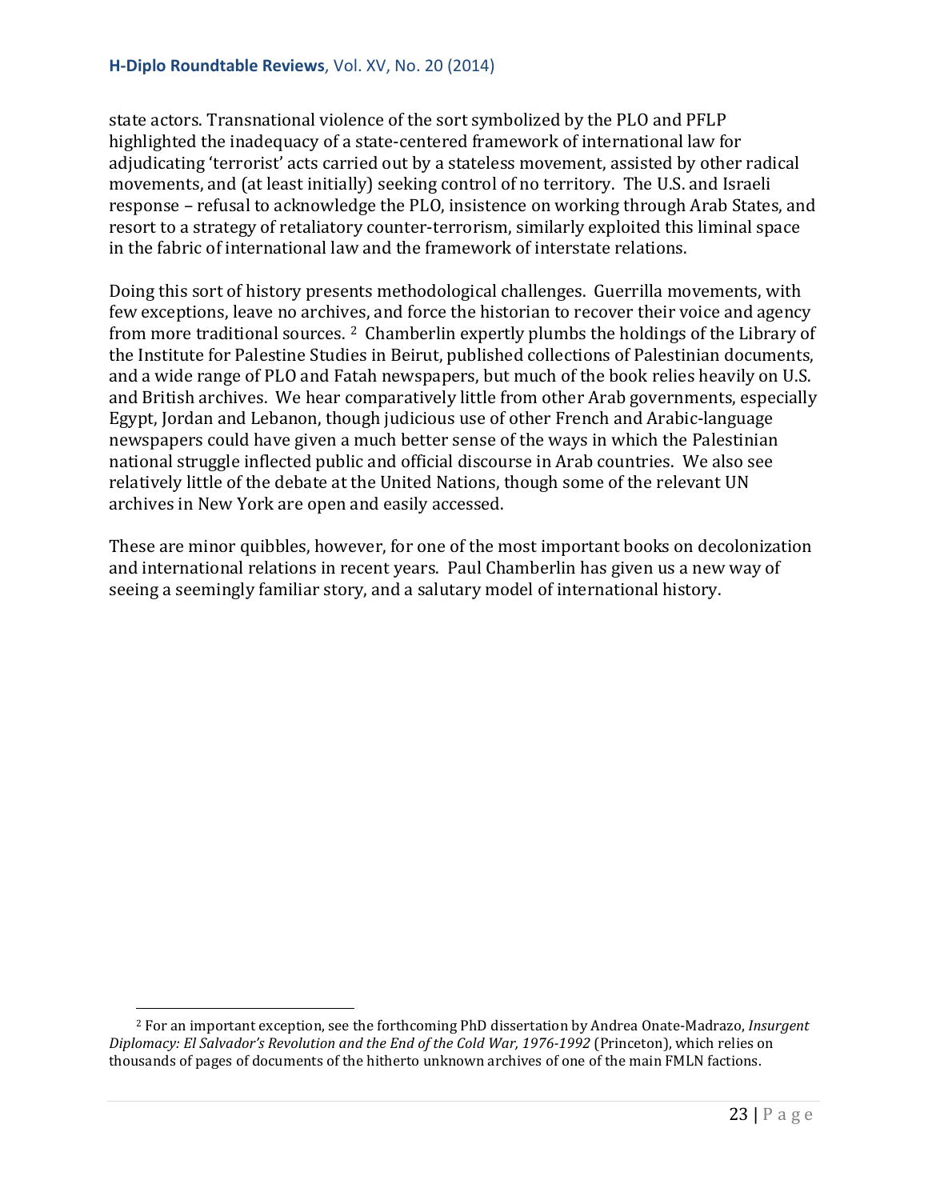state actors. Transnational violence of the sort symbolized by the PLO and PFLP highlighted the inadequacy of a state-centered framework of international law for adjudicating 'terrorist' acts carried out by a stateless movement, assisted by other radical movements, and (at least initially) seeking control of no territory. The U.S. and Israeli response – refusal to acknowledge the PLO, insistence on working through Arab States, and resort to a strategy of retaliatory counter-terrorism, similarly exploited this liminal space in the fabric of international law and the framework of interstate relations.

Doing this sort of history presents methodological challenges. Guerrilla movements, with few exceptions, leave no archives, and force the historian to recover their voice and agency from more traditional sources. [2] Chamberlin expertly plumbs the holdings of the Library of the Institute for Palestine Studies in Beirut, published collections of Palestinian documents, and a wide range of PLO and Fatah newspapers, but much of the book relies heavily on U.S. and British archives. We hear comparatively little from other Arab governments, especially Egypt, Jordan and Lebanon, though judicious use of other French and Arabic-language newspapers could have given a much better sense of the ways in which the Palestinian national struggle inflected public and official discourse in Arab countries. We also see relatively little of the debate at the United Nations, though some of the relevant UN archives in New York are open and easily accessed.

These are minor quibbles, however, for one of the most important books on decolonization and international relations in recent years. Paul Chamberlin has given us a new way of seeing a seemingly familiar story, and a salutary model of international history.

[2] For an important exception, see the forthcoming PhD dissertation by Andrea Onate-Madrazo, *Insurgent Diplomacy: El Salvador's Revolution and the End of the Cold War, 1976-1992* (Princeton), which relies on thousands of pages of documents of the hitherto unknown archives of one of the main FMLN factions.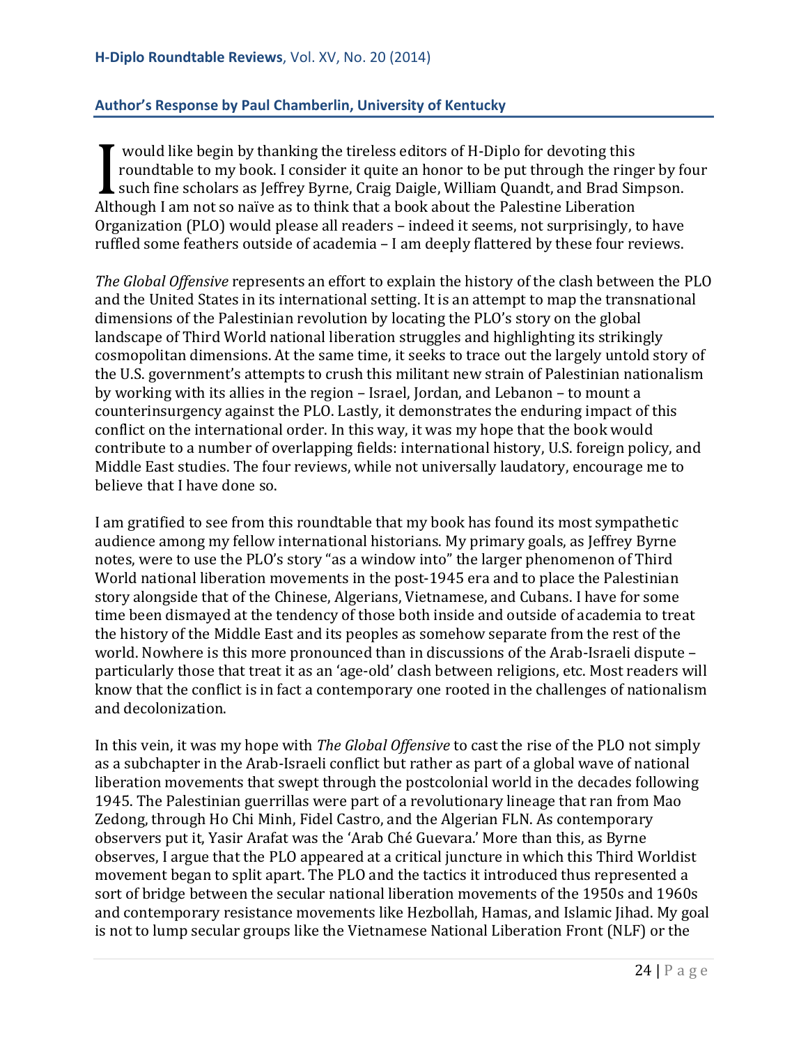## Author's Response by Paul Chamberlin, University of Kentucky

I would like begin by thanking the tireless editors of H-Diplo for devoting this roundtable to my book. I consider it quite an honor to be put through the ringer by four such fine scholars as Jeffrey Byrne, Craig Daigle, William Quandt, and Brad Simpson. Although I am not so naïve as to think that a book about the Palestine Liberation Organization (PLO) would please all readers – indeed it seems, not surprisingly, to have ruffled some feathers outside of academia – I am deeply flattered by these four reviews.

*The Global Offensive* represents an effort to explain the history of the clash between the PLO and the United States in its international setting. It is an attempt to map the transnational dimensions of the Palestinian revolution by locating the PLO's story on the global landscape of Third World national liberation struggles and highlighting its strikingly cosmopolitan dimensions. At the same time, it seeks to trace out the largely untold story of the U.S. government's attempts to crush this militant new strain of Palestinian nationalism by working with its allies in the region – Israel, Jordan, and Lebanon – to mount a counterinsurgency against the PLO. Lastly, it demonstrates the enduring impact of this conflict on the international order. In this way, it was my hope that the book would contribute to a number of overlapping fields: international history, U.S. foreign policy, and Middle East studies. The four reviews, while not universally laudatory, encourage me to believe that I have done so.

I am gratified to see from this roundtable that my book has found its most sympathetic audience among my fellow international historians. My primary goals, as Jeffrey Byrne notes, were to use the PLO's story "as a window into" the larger phenomenon of Third World national liberation movements in the post-1945 era and to place the Palestinian story alongside that of the Chinese, Algerians, Vietnamese, and Cubans. I have for some time been dismayed at the tendency of those both inside and outside of academia to treat the history of the Middle East and its peoples as somehow separate from the rest of the world. Nowhere is this more pronounced than in discussions of the Arab-Israeli dispute – particularly those that treat it as an 'age-old' clash between religions, etc. Most readers will know that the conflict is in fact a contemporary one rooted in the challenges of nationalism and decolonization.

In this vein, it was my hope with *The Global Offensive* to cast the rise of the PLO not simply as a subchapter in the Arab-Israeli conflict but rather as part of a global wave of national liberation movements that swept through the postcolonial world in the decades following 1945. The Palestinian guerrillas were part of a revolutionary lineage that ran from Mao Zedong, through Ho Chi Minh, Fidel Castro, and the Algerian FLN. As contemporary observers put it, Yasir Arafat was the 'Arab Ché Guevara.' More than this, as Byrne observes, I argue that the PLO appeared at a critical juncture in which this Third Worldist movement began to split apart. The PLO and the tactics it introduced thus represented a sort of bridge between the secular national liberation movements of the 1950s and 1960s and contemporary resistance movements like Hezbollah, Hamas, and Islamic Jihad. My goal is not to lump secular groups like the Vietnamese National Liberation Front (NLF) or the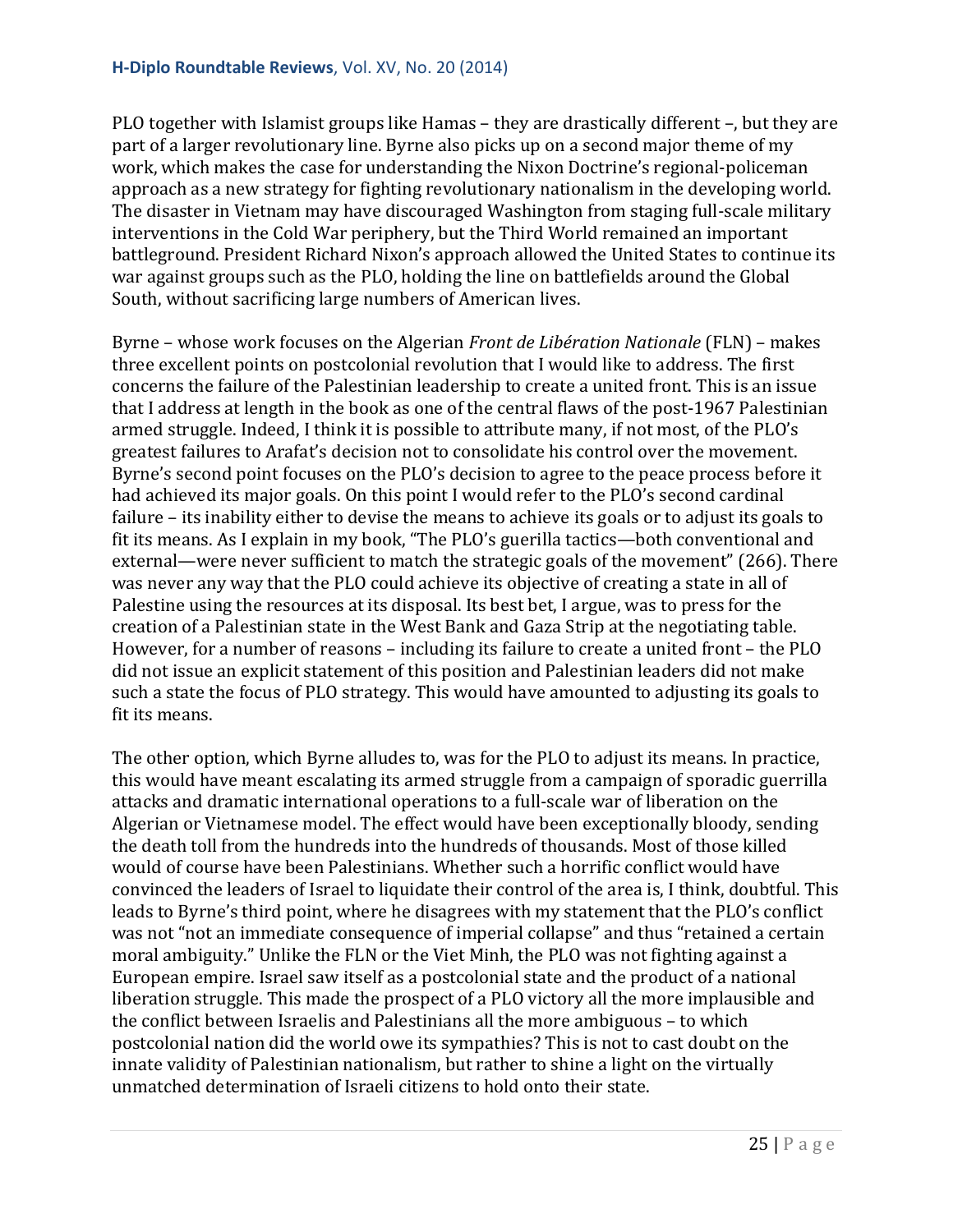PLO together with Islamist groups like Hamas – they are drastically different –, but they are part of a larger revolutionary line. Byrne also picks up on a second major theme of my work, which makes the case for understanding the Nixon Doctrine's regional-policeman approach as a new strategy for fighting revolutionary nationalism in the developing world. The disaster in Vietnam may have discouraged Washington from staging full-scale military interventions in the Cold War periphery, but the Third World remained an important battleground. President Richard Nixon's approach allowed the United States to continue its war against groups such as the PLO, holding the line on battlefields around the Global South, without sacrificing large numbers of American lives.

Byrne – whose work focuses on the Algerian *Front de Libération Nationale* (FLN) – makes three excellent points on postcolonial revolution that I would like to address. The first concerns the failure of the Palestinian leadership to create a united front. This is an issue that I address at length in the book as one of the central flaws of the post-1967 Palestinian armed struggle. Indeed, I think it is possible to attribute many, if not most, of the PLO's greatest failures to Arafat's decision not to consolidate his control over the movement. Byrne's second point focuses on the PLO's decision to agree to the peace process before it had achieved its major goals. On this point I would refer to the PLO's second cardinal failure – its inability either to devise the means to achieve its goals or to adjust its goals to fit its means. As I explain in my book, "The PLO's guerilla tactics—both conventional and external—were never sufficient to match the strategic goals of the movement" (266). There was never any way that the PLO could achieve its objective of creating a state in all of Palestine using the resources at its disposal. Its best bet, I argue, was to press for the creation of a Palestinian state in the West Bank and Gaza Strip at the negotiating table. However, for a number of reasons – including its failure to create a united front – the PLO did not issue an explicit statement of this position and Palestinian leaders did not make such a state the focus of PLO strategy. This would have amounted to adjusting its goals to fit its means.

The other option, which Byrne alludes to, was for the PLO to adjust its means. In practice, this would have meant escalating its armed struggle from a campaign of sporadic guerrilla attacks and dramatic international operations to a full-scale war of liberation on the Algerian or Vietnamese model. The effect would have been exceptionally bloody, sending the death toll from the hundreds into the hundreds of thousands. Most of those killed would of course have been Palestinians. Whether such a horrific conflict would have convinced the leaders of Israel to liquidate their control of the area is, I think, doubtful. This leads to Byrne's third point, where he disagrees with my statement that the PLO's conflict was not "not an immediate consequence of imperial collapse" and thus "retained a certain moral ambiguity." Unlike the FLN or the Viet Minh, the PLO was not fighting against a European empire. Israel saw itself as a postcolonial state and the product of a national liberation struggle. This made the prospect of a PLO victory all the more implausible and the conflict between Israelis and Palestinians all the more ambiguous – to which postcolonial nation did the world owe its sympathies? This is not to cast doubt on the innate validity of Palestinian nationalism, but rather to shine a light on the virtually unmatched determination of Israeli citizens to hold onto their state.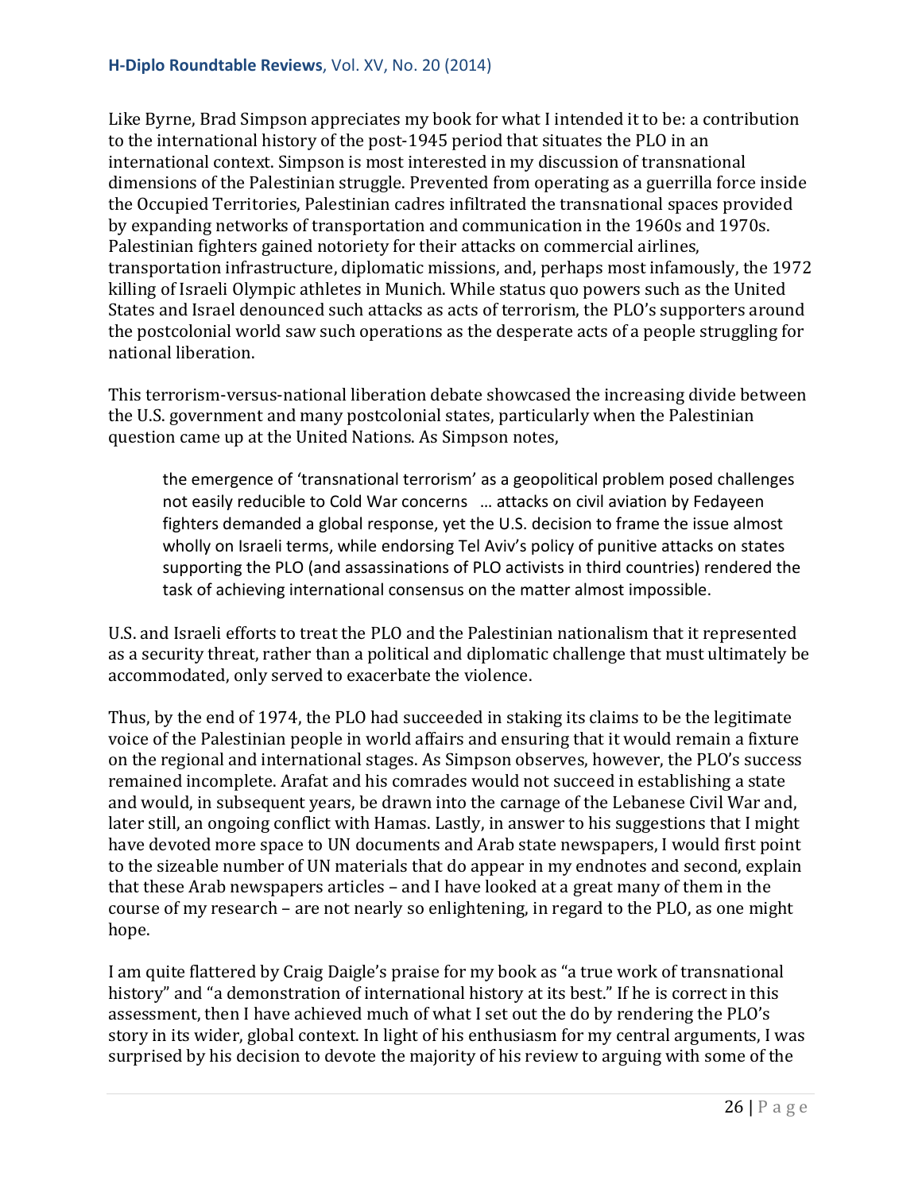Like Byrne, Brad Simpson appreciates my book for what I intended it to be: a contribution to the international history of the post-1945 period that situates the PLO in an international context. Simpson is most interested in my discussion of transnational dimensions of the Palestinian struggle. Prevented from operating as a guerrilla force inside the Occupied Territories, Palestinian cadres infiltrated the transnational spaces provided by expanding networks of transportation and communication in the 1960s and 1970s. Palestinian fighters gained notoriety for their attacks on commercial airlines, transportation infrastructure, diplomatic missions, and, perhaps most infamously, the 1972 killing of Israeli Olympic athletes in Munich. While status quo powers such as the United States and Israel denounced such attacks as acts of terrorism, the PLO's supporters around the postcolonial world saw such operations as the desperate acts of a people struggling for national liberation.

This terrorism-versus-national liberation debate showcased the increasing divide between the U.S. government and many postcolonial states, particularly when the Palestinian question came up at the United Nations. As Simpson notes,

> the emergence of 'transnational terrorism' as a geopolitical problem posed challenges not easily reducible to Cold War concerns … attacks on civil aviation by Fedayeen fighters demanded a global response, yet the U.S. decision to frame the issue almost wholly on Israeli terms, while endorsing Tel Aviv's policy of punitive attacks on states supporting the PLO (and assassinations of PLO activists in third countries) rendered the task of achieving international consensus on the matter almost impossible.

U.S. and Israeli efforts to treat the PLO and the Palestinian nationalism that it represented as a security threat, rather than a political and diplomatic challenge that must ultimately be accommodated, only served to exacerbate the violence.

Thus, by the end of 1974, the PLO had succeeded in staking its claims to be the legitimate voice of the Palestinian people in world affairs and ensuring that it would remain a fixture on the regional and international stages. As Simpson observes, however, the PLO's success remained incomplete. Arafat and his comrades would not succeed in establishing a state and would, in subsequent years, be drawn into the carnage of the Lebanese Civil War and, later still, an ongoing conflict with Hamas. Lastly, in answer to his suggestions that I might have devoted more space to UN documents and Arab state newspapers, I would first point to the sizeable number of UN materials that do appear in my endnotes and second, explain that these Arab newspapers articles – and I have looked at a great many of them in the course of my research – are not nearly so enlightening, in regard to the PLO, as one might hope.

I am quite flattered by Craig Daigle's praise for my book as "a true work of transnational history" and "a demonstration of international history at its best." If he is correct in this assessment, then I have achieved much of what I set out the do by rendering the PLO's story in its wider, global context. In light of his enthusiasm for my central arguments, I was surprised by his decision to devote the majority of his review to arguing with some of the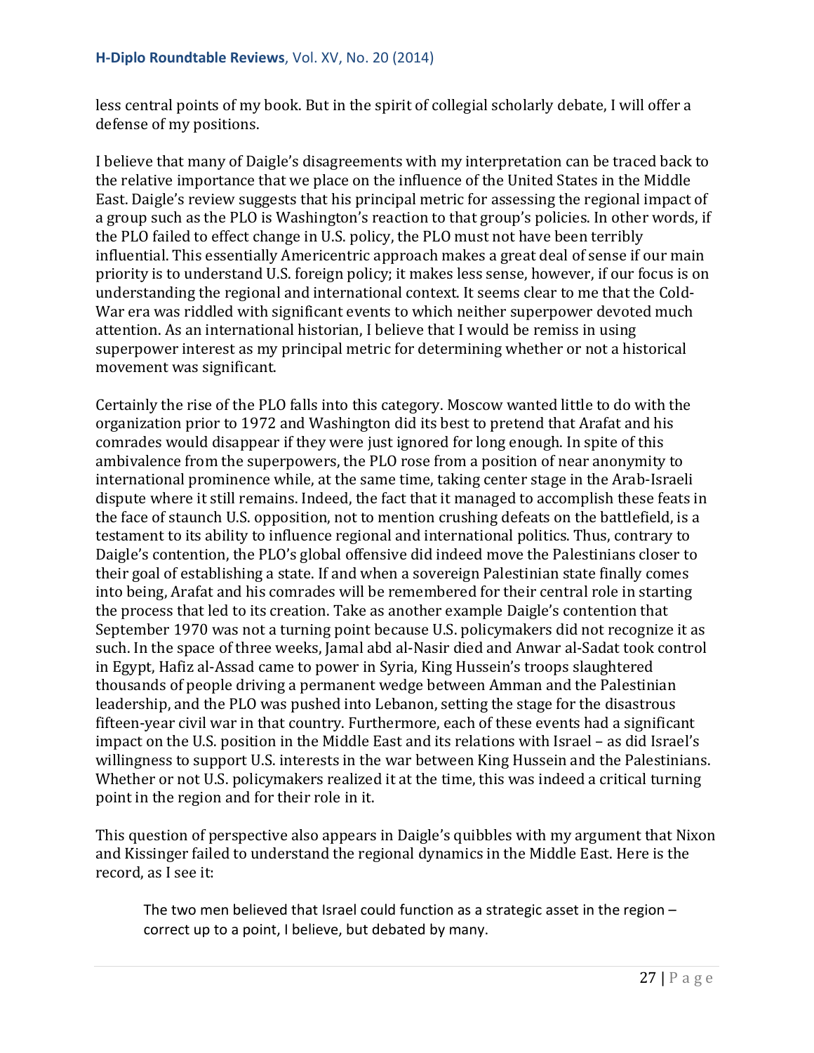less central points of my book. But in the spirit of collegial scholarly debate, I will offer a defense of my positions.

I believe that many of Daigle's disagreements with my interpretation can be traced back to the relative importance that we place on the influence of the United States in the Middle East. Daigle's review suggests that his principal metric for assessing the regional impact of a group such as the PLO is Washington's reaction to that group's policies. In other words, if the PLO failed to effect change in U.S. policy, the PLO must not have been terribly influential. This essentially Americentric approach makes a great deal of sense if our main priority is to understand U.S. foreign policy; it makes less sense, however, if our focus is on understanding the regional and international context. It seems clear to me that the Cold-War era was riddled with significant events to which neither superpower devoted much attention. As an international historian, I believe that I would be remiss in using superpower interest as my principal metric for determining whether or not a historical movement was significant.

Certainly the rise of the PLO falls into this category. Moscow wanted little to do with the organization prior to 1972 and Washington did its best to pretend that Arafat and his comrades would disappear if they were just ignored for long enough. In spite of this ambivalence from the superpowers, the PLO rose from a position of near anonymity to international prominence while, at the same time, taking center stage in the Arab-Israeli dispute where it still remains. Indeed, the fact that it managed to accomplish these feats in the face of staunch U.S. opposition, not to mention crushing defeats on the battlefield, is a testament to its ability to influence regional and international politics. Thus, contrary to Daigle's contention, the PLO's global offensive did indeed move the Palestinians closer to their goal of establishing a state. If and when a sovereign Palestinian state finally comes into being, Arafat and his comrades will be remembered for their central role in starting the process that led to its creation. Take as another example Daigle's contention that September 1970 was not a turning point because U.S. policymakers did not recognize it as such. In the space of three weeks, Jamal abd al-Nasir died and Anwar al-Sadat took control in Egypt, Hafiz al-Assad came to power in Syria, King Hussein's troops slaughtered thousands of people driving a permanent wedge between Amman and the Palestinian leadership, and the PLO was pushed into Lebanon, setting the stage for the disastrous fifteen-year civil war in that country. Furthermore, each of these events had a significant impact on the U.S. position in the Middle East and its relations with Israel – as did Israel's willingness to support U.S. interests in the war between King Hussein and the Palestinians. Whether or not U.S. policymakers realized it at the time, this was indeed a critical turning point in the region and for their role in it.

This question of perspective also appears in Daigle's quibbles with my argument that Nixon and Kissinger failed to understand the regional dynamics in the Middle East. Here is the record, as I see it:

> The two men believed that Israel could function as a strategic asset in the region – correct up to a point, I believe, but debated by many.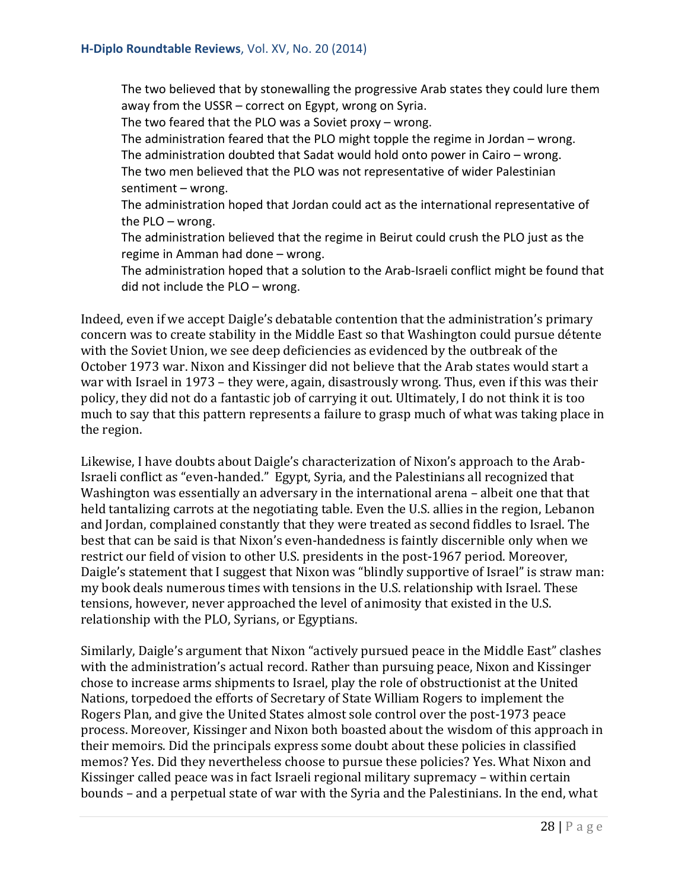The two believed that by stonewalling the progressive Arab states they could lure them away from the USSR – correct on Egypt, wrong on Syria.
The two feared that the PLO was a Soviet proxy – wrong.
The administration feared that the PLO might topple the regime in Jordan – wrong.
The administration doubted that Sadat would hold onto power in Cairo – wrong.
The two men believed that the PLO was not representative of wider Palestinian sentiment – wrong.
The administration hoped that Jordan could act as the international representative of the PLO – wrong.
The administration believed that the regime in Beirut could crush the PLO just as the regime in Amman had done – wrong.
The administration hoped that a solution to the Arab-Israeli conflict might be found that did not include the PLO – wrong.

Indeed, even if we accept Daigle's debatable contention that the administration's primary concern was to create stability in the Middle East so that Washington could pursue détente with the Soviet Union, we see deep deficiencies as evidenced by the outbreak of the October 1973 war. Nixon and Kissinger did not believe that the Arab states would start a war with Israel in 1973 – they were, again, disastrously wrong. Thus, even if this was their policy, they did not do a fantastic job of carrying it out. Ultimately, I do not think it is too much to say that this pattern represents a failure to grasp much of what was taking place in the region.

Likewise, I have doubts about Daigle's characterization of Nixon's approach to the Arab-Israeli conflict as "even-handed." Egypt, Syria, and the Palestinians all recognized that Washington was essentially an adversary in the international arena – albeit one that that held tantalizing carrots at the negotiating table. Even the U.S. allies in the region, Lebanon and Jordan, complained constantly that they were treated as second fiddles to Israel. The best that can be said is that Nixon's even-handedness is faintly discernible only when we restrict our field of vision to other U.S. presidents in the post-1967 period. Moreover, Daigle's statement that I suggest that Nixon was "blindly supportive of Israel" is straw man: my book deals numerous times with tensions in the U.S. relationship with Israel. These tensions, however, never approached the level of animosity that existed in the U.S. relationship with the PLO, Syrians, or Egyptians.

Similarly, Daigle's argument that Nixon "actively pursued peace in the Middle East" clashes with the administration's actual record. Rather than pursuing peace, Nixon and Kissinger chose to increase arms shipments to Israel, play the role of obstructionist at the United Nations, torpedoed the efforts of Secretary of State William Rogers to implement the Rogers Plan, and give the United States almost sole control over the post-1973 peace process. Moreover, Kissinger and Nixon both boasted about the wisdom of this approach in their memoirs. Did the principals express some doubt about these policies in classified memos? Yes. Did they nevertheless choose to pursue these policies? Yes. What Nixon and Kissinger called peace was in fact Israeli regional military supremacy – within certain bounds – and a perpetual state of war with the Syria and the Palestinians. In the end, what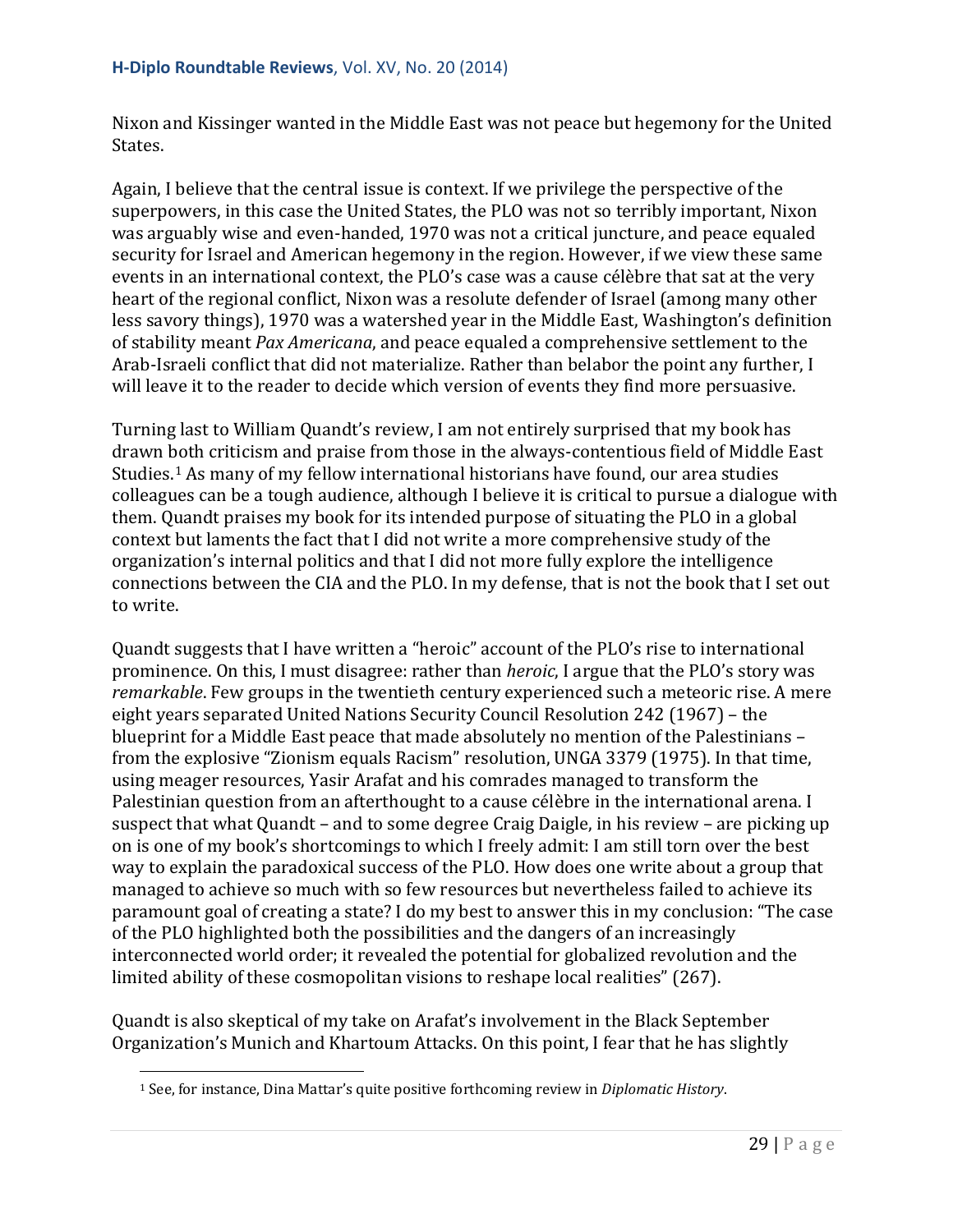Nixon and Kissinger wanted in the Middle East was not peace but hegemony for the United States.

Again, I believe that the central issue is context. If we privilege the perspective of the superpowers, in this case the United States, the PLO was not so terribly important, Nixon was arguably wise and even-handed, 1970 was not a critical juncture, and peace equaled security for Israel and American hegemony in the region. However, if we view these same events in an international context, the PLO's case was a cause célèbre that sat at the very heart of the regional conflict, Nixon was a resolute defender of Israel (among many other less savory things), 1970 was a watershed year in the Middle East, Washington's definition of stability meant *Pax Americana*, and peace equaled a comprehensive settlement to the Arab-Israeli conflict that did not materialize. Rather than belabor the point any further, I will leave it to the reader to decide which version of events they find more persuasive.

Turning last to William Quandt's review, I am not entirely surprised that my book has drawn both criticism and praise from those in the always-contentious field of Middle East Studies.[1] As many of my fellow international historians have found, our area studies colleagues can be a tough audience, although I believe it is critical to pursue a dialogue with them. Quandt praises my book for its intended purpose of situating the PLO in a global context but laments the fact that I did not write a more comprehensive study of the organization's internal politics and that I did not more fully explore the intelligence connections between the CIA and the PLO. In my defense, that is not the book that I set out to write.

Quandt suggests that I have written a "heroic" account of the PLO's rise to international prominence. On this, I must disagree: rather than *heroic*, I argue that the PLO's story was *remarkable*. Few groups in the twentieth century experienced such a meteoric rise. A mere eight years separated United Nations Security Council Resolution 242 (1967) – the blueprint for a Middle East peace that made absolutely no mention of the Palestinians – from the explosive "Zionism equals Racism" resolution, UNGA 3379 (1975). In that time, using meager resources, Yasir Arafat and his comrades managed to transform the Palestinian question from an afterthought to a cause célèbre in the international arena. I suspect that what Quandt – and to some degree Craig Daigle, in his review – are picking up on is one of my book's shortcomings to which I freely admit: I am still torn over the best way to explain the paradoxical success of the PLO. How does one write about a group that managed to achieve so much with so few resources but nevertheless failed to achieve its paramount goal of creating a state? I do my best to answer this in my conclusion: "The case of the PLO highlighted both the possibilities and the dangers of an increasingly interconnected world order; it revealed the potential for globalized revolution and the limited ability of these cosmopolitan visions to reshape local realities" (267).

Quandt is also skeptical of my take on Arafat's involvement in the Black September Organization's Munich and Khartoum Attacks. On this point, I fear that he has slightly

[1] See, for instance, Dina Mattar's quite positive forthcoming review in *Diplomatic History*.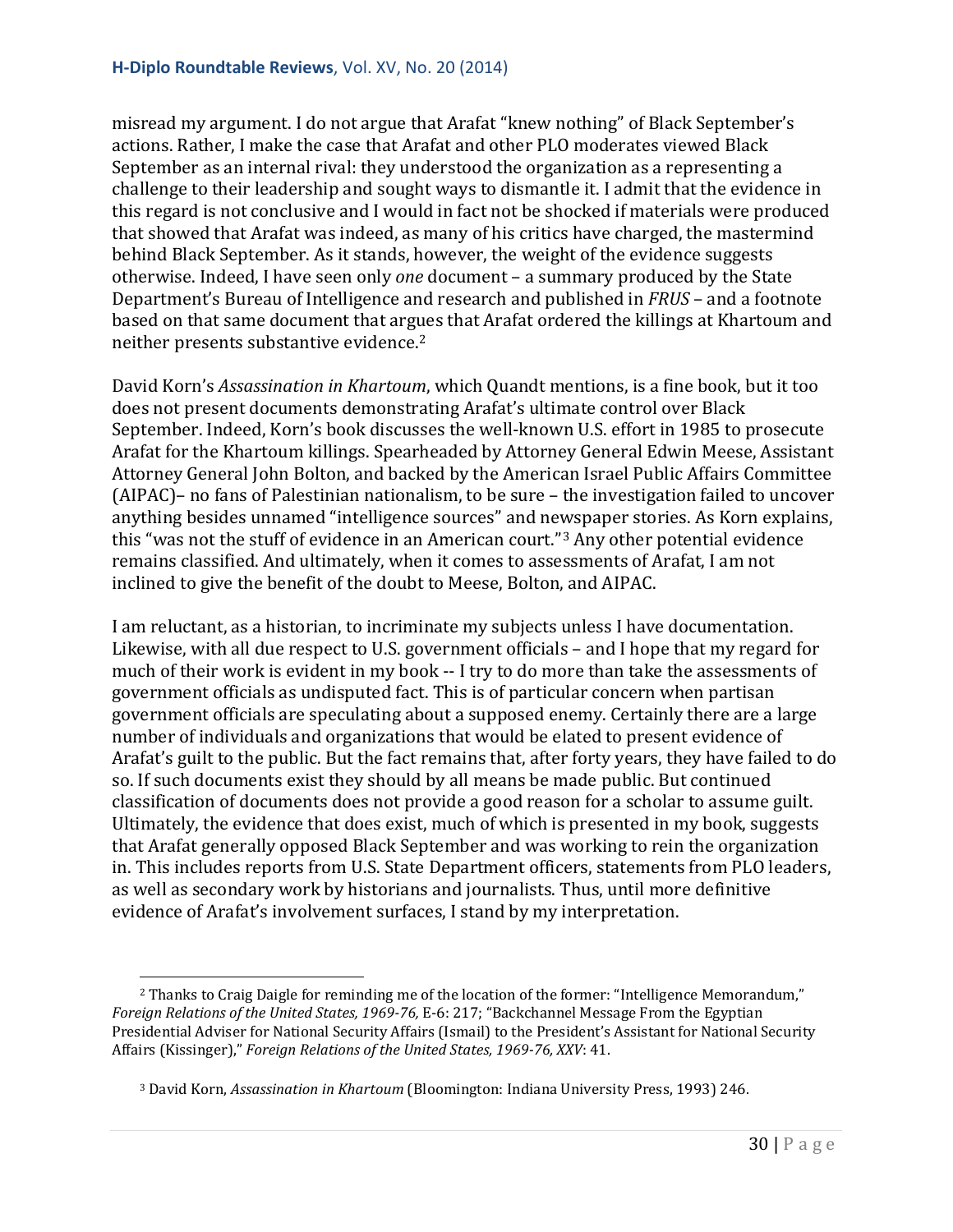misread my argument. I do not argue that Arafat "knew nothing" of Black September's actions. Rather, I make the case that Arafat and other PLO moderates viewed Black September as an internal rival: they understood the organization as a representing a challenge to their leadership and sought ways to dismantle it. I admit that the evidence in this regard is not conclusive and I would in fact not be shocked if materials were produced that showed that Arafat was indeed, as many of his critics have charged, the mastermind behind Black September. As it stands, however, the weight of the evidence suggests otherwise. Indeed, I have seen only *one* document – a summary produced by the State Department's Bureau of Intelligence and research and published in *FRUS* – and a footnote based on that same document that argues that Arafat ordered the killings at Khartoum and neither presents substantive evidence.[2]

David Korn's *Assassination in Khartoum*, which Quandt mentions, is a fine book, but it too does not present documents demonstrating Arafat's ultimate control over Black September. Indeed, Korn's book discusses the well-known U.S. effort in 1985 to prosecute Arafat for the Khartoum killings. Spearheaded by Attorney General Edwin Meese, Assistant Attorney General John Bolton, and backed by the American Israel Public Affairs Committee (AIPAC)– no fans of Palestinian nationalism, to be sure – the investigation failed to uncover anything besides unnamed "intelligence sources" and newspaper stories. As Korn explains, this "was not the stuff of evidence in an American court."[3] Any other potential evidence remains classified. And ultimately, when it comes to assessments of Arafat, I am not inclined to give the benefit of the doubt to Meese, Bolton, and AIPAC.

I am reluctant, as a historian, to incriminate my subjects unless I have documentation. Likewise, with all due respect to U.S. government officials – and I hope that my regard for much of their work is evident in my book -- I try to do more than take the assessments of government officials as undisputed fact. This is of particular concern when partisan government officials are speculating about a supposed enemy. Certainly there are a large number of individuals and organizations that would be elated to present evidence of Arafat's guilt to the public. But the fact remains that, after forty years, they have failed to do so. If such documents exist they should by all means be made public. But continued classification of documents does not provide a good reason for a scholar to assume guilt. Ultimately, the evidence that does exist, much of which is presented in my book, suggests that Arafat generally opposed Black September and was working to rein the organization in. This includes reports from U.S. State Department officers, statements from PLO leaders, as well as secondary work by historians and journalists. Thus, until more definitive evidence of Arafat's involvement surfaces, I stand by my interpretation.

---

[2] Thanks to Craig Daigle for reminding me of the location of the former: "Intelligence Memorandum," *Foreign Relations of the United States, 1969-76,* E-6: 217; "Backchannel Message From the Egyptian Presidential Adviser for National Security Affairs (Ismail) to the President's Assistant for National Security Affairs (Kissinger)," *Foreign Relations of the United States, 1969-76, XXV*: 41.

[3] David Korn, *Assassination in Khartoum* (Bloomington: Indiana University Press, 1993) 246.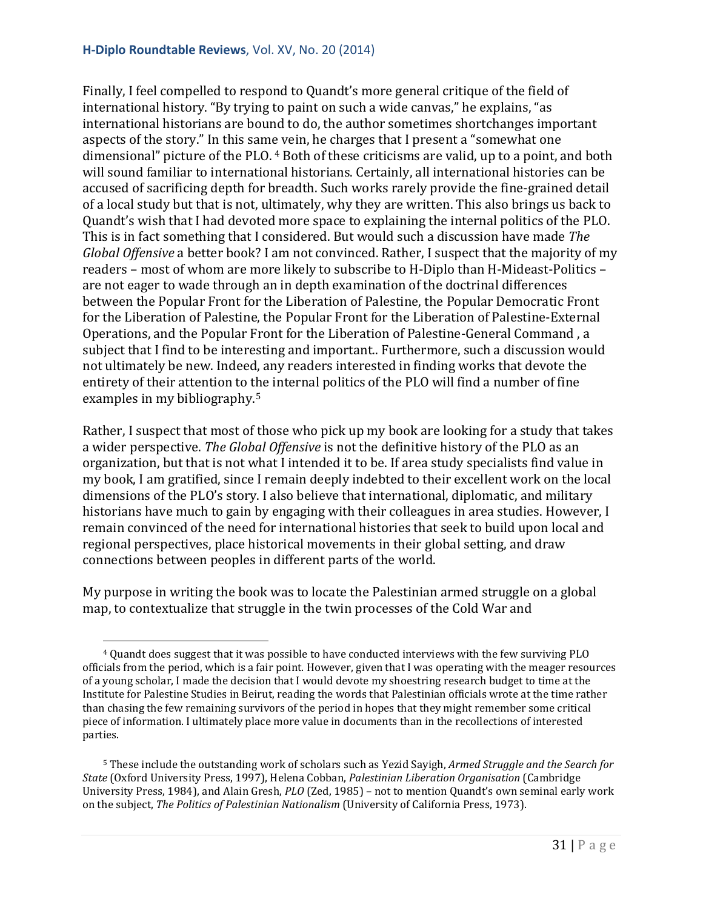Finally, I feel compelled to respond to Quandt's more general critique of the field of international history. "By trying to paint on such a wide canvas," he explains, "as international historians are bound to do, the author sometimes shortchanges important aspects of the story." In this same vein, he charges that I present a "somewhat one dimensional" picture of the PLO.[4] Both of these criticisms are valid, up to a point, and both will sound familiar to international historians. Certainly, all international histories can be accused of sacrificing depth for breadth. Such works rarely provide the fine-grained detail of a local study but that is not, ultimately, why they are written. This also brings us back to Quandt's wish that I had devoted more space to explaining the internal politics of the PLO. This is in fact something that I considered. But would such a discussion have made *The Global Offensive* a better book? I am not convinced. Rather, I suspect that the majority of my readers – most of whom are more likely to subscribe to H-Diplo than H-Mideast-Politics – are not eager to wade through an in depth examination of the doctrinal differences between the Popular Front for the Liberation of Palestine, the Popular Democratic Front for the Liberation of Palestine, the Popular Front for the Liberation of Palestine-External Operations, and the Popular Front for the Liberation of Palestine-General Command , a subject that I find to be interesting and important.. Furthermore, such a discussion would not ultimately be new. Indeed, any readers interested in finding works that devote the entirety of their attention to the internal politics of the PLO will find a number of fine examples in my bibliography.[5]

Rather, I suspect that most of those who pick up my book are looking for a study that takes a wider perspective. *The Global Offensive* is not the definitive history of the PLO as an organization, but that is not what I intended it to be. If area study specialists find value in my book, I am gratified, since I remain deeply indebted to their excellent work on the local dimensions of the PLO's story. I also believe that international, diplomatic, and military historians have much to gain by engaging with their colleagues in area studies. However, I remain convinced of the need for international histories that seek to build upon local and regional perspectives, place historical movements in their global setting, and draw connections between peoples in different parts of the world.

My purpose in writing the book was to locate the Palestinian armed struggle on a global map, to contextualize that struggle in the twin processes of the Cold War and

---

[4] Quandt does suggest that it was possible to have conducted interviews with the few surviving PLO officials from the period, which is a fair point. However, given that I was operating with the meager resources of a young scholar, I made the decision that I would devote my shoestring research budget to time at the Institute for Palestine Studies in Beirut, reading the words that Palestinian officials wrote at the time rather than chasing the few remaining survivors of the period in hopes that they might remember some critical piece of information. I ultimately place more value in documents than in the recollections of interested parties.

[5] These include the outstanding work of scholars such as Yezid Sayigh, *Armed Struggle and the Search for State* (Oxford University Press, 1997), Helena Cobban, *Palestinian Liberation Organisation* (Cambridge University Press, 1984), and Alain Gresh, *PLO* (Zed, 1985) – not to mention Quandt's own seminal early work on the subject, *The Politics of Palestinian Nationalism* (University of California Press, 1973).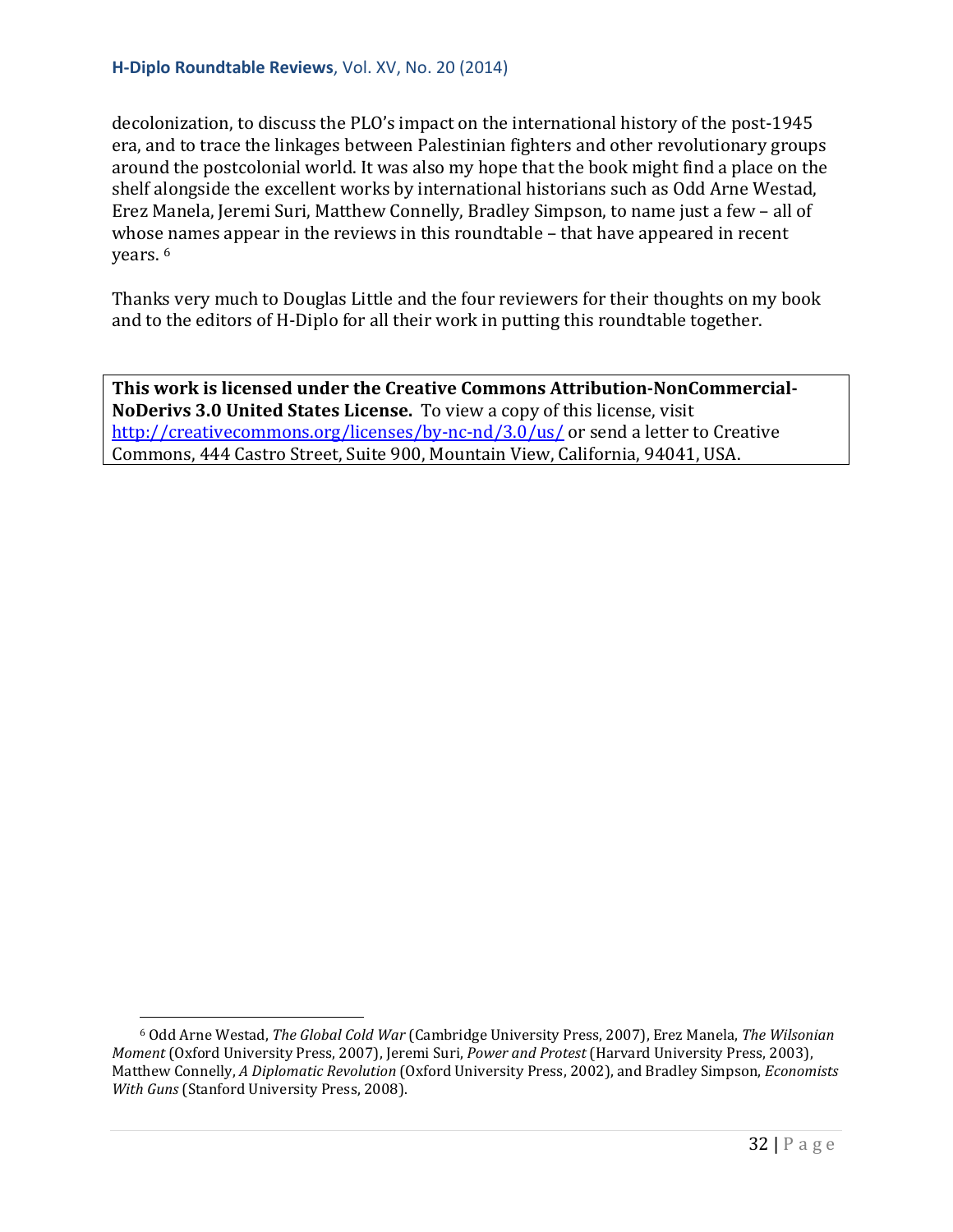decolonization, to discuss the PLO's impact on the international history of the post-1945 era, and to trace the linkages between Palestinian fighters and other revolutionary groups around the postcolonial world. It was also my hope that the book might find a place on the shelf alongside the excellent works by international historians such as Odd Arne Westad, Erez Manela, Jeremi Suri, Matthew Connelly, Bradley Simpson, to name just a few – all of whose names appear in the reviews in this roundtable – that have appeared in recent years. [6]

Thanks very much to Douglas Little and the four reviewers for their thoughts on my book and to the editors of H-Diplo for all their work in putting this roundtable together.

**This work is licensed under the Creative Commons Attribution-NonCommercial-NoDerivs 3.0 United States License.** To view a copy of this license, visit http://creativecommons.org/licenses/by-nc-nd/3.0/us/ or send a letter to Creative Commons, 444 Castro Street, Suite 900, Mountain View, California, 94041, USA.

[6] Odd Arne Westad, *The Global Cold War* (Cambridge University Press, 2007), Erez Manela, *The Wilsonian Moment* (Oxford University Press, 2007), Jeremi Suri, *Power and Protest* (Harvard University Press, 2003), Matthew Connelly, *A Diplomatic Revolution* (Oxford University Press, 2002), and Bradley Simpson, *Economists With Guns* (Stanford University Press, 2008).